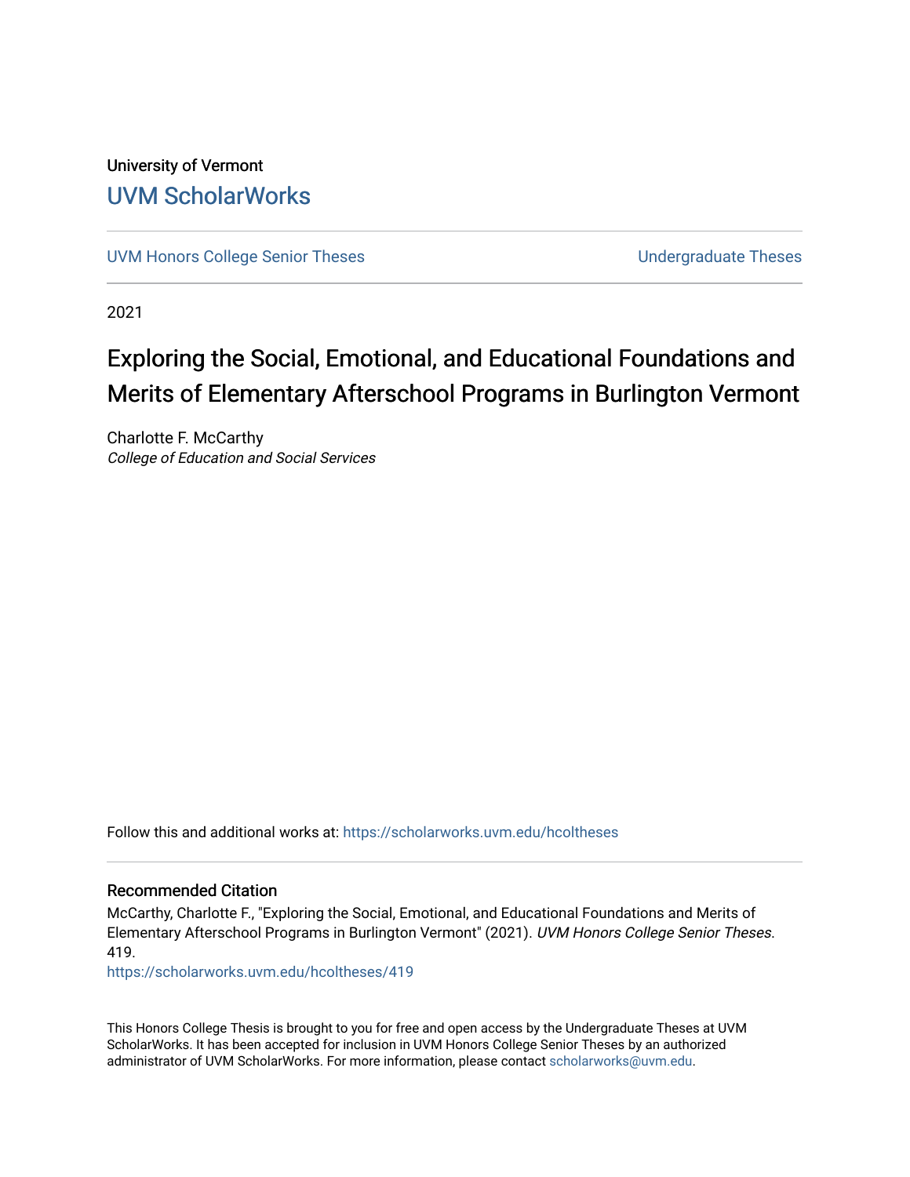University of Vermont

## UVM ScholarWorks

UVM Honors College Senior Theses | Undergraduate Theses

2021

# Exploring the Social, Emotional, and Educational Foundations and Merits of Elementary Afterschool Programs in Burlington Vermont

Charlotte F. McCarthy
*College of Education and Social Services*

Follow this and additional works at: https://scholarworks.uvm.edu/hcoltheses

### Recommended Citation

McCarthy, Charlotte F., "Exploring the Social, Emotional, and Educational Foundations and Merits of Elementary Afterschool Programs in Burlington Vermont" (2021). *UVM Honors College Senior Theses*. 419.
https://scholarworks.uvm.edu/hcoltheses/419

This Honors College Thesis is brought to you for free and open access by the Undergraduate Theses at UVM ScholarWorks. It has been accepted for inclusion in UVM Honors College Senior Theses by an authorized administrator of UVM ScholarWorks. For more information, please contact scholarworks@uvm.edu.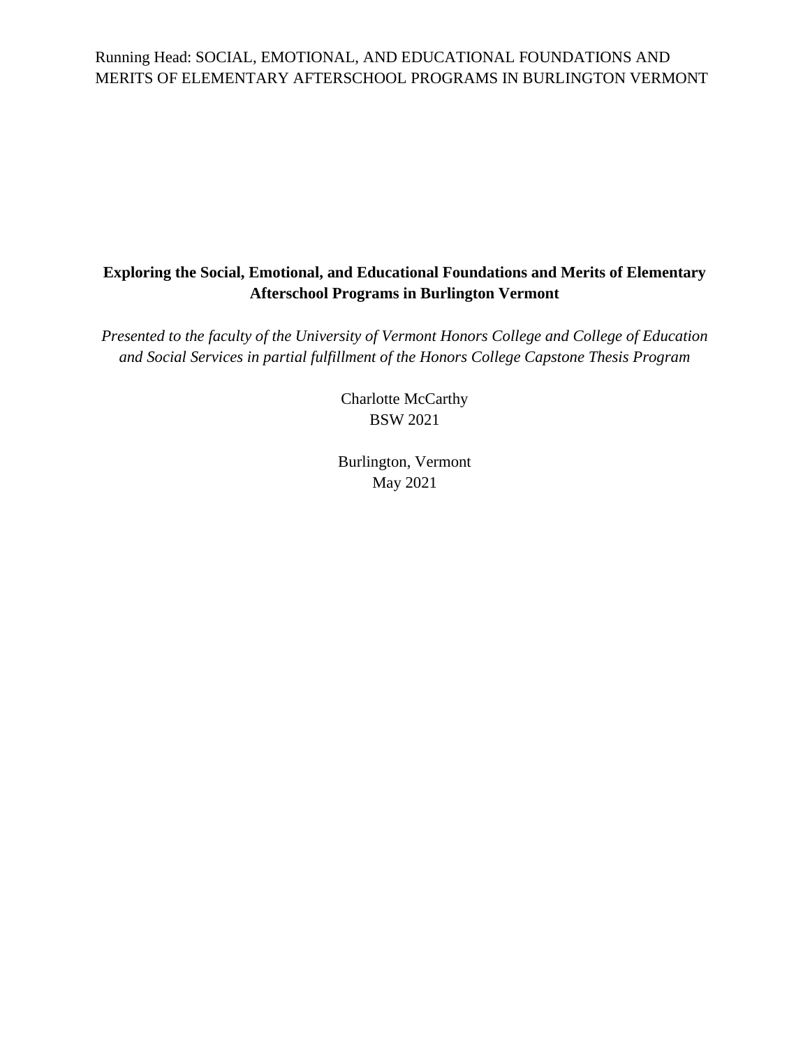**Exploring the Social, Emotional, and Educational Foundations and Merits of Elementary Afterschool Programs in Burlington Vermont**

*Presented to the faculty of the University of Vermont Honors College and College of Education and Social Services in partial fulfillment of the Honors College Capstone Thesis Program*

Charlotte McCarthy
BSW 2021

Burlington, Vermont
May 2021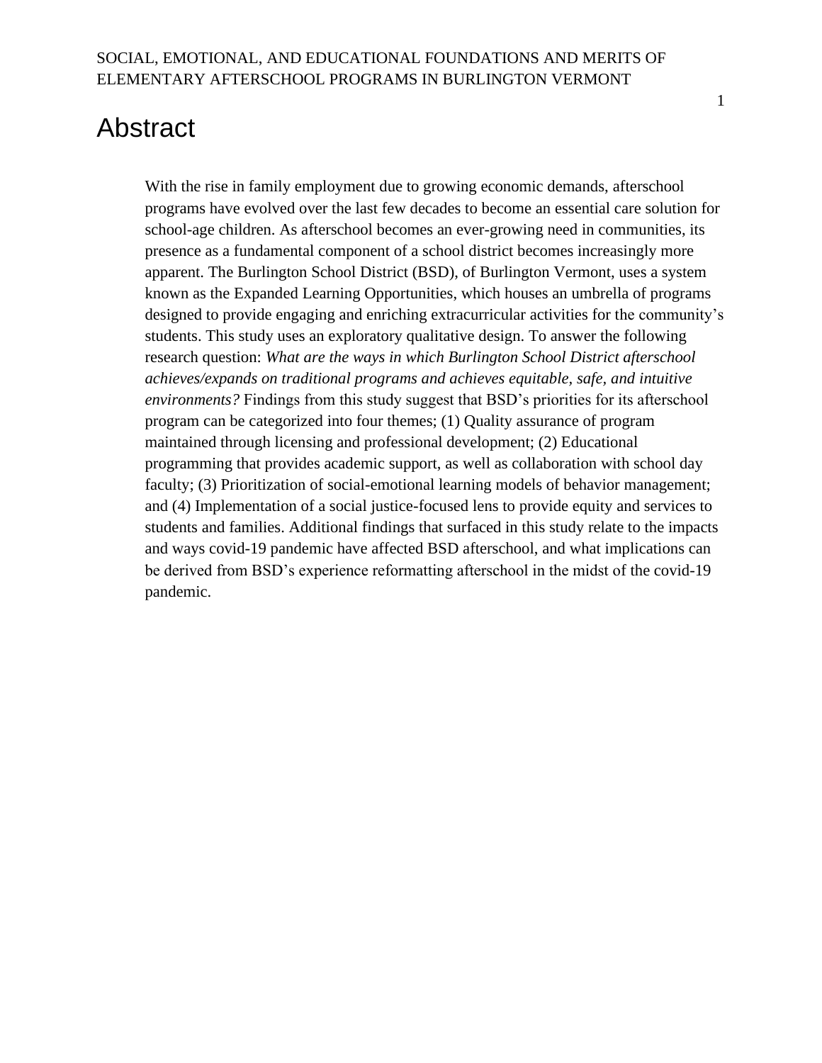# Abstract

With the rise in family employment due to growing economic demands, afterschool programs have evolved over the last few decades to become an essential care solution for school-age children. As afterschool becomes an ever-growing need in communities, its presence as a fundamental component of a school district becomes increasingly more apparent. The Burlington School District (BSD), of Burlington Vermont, uses a system known as the Expanded Learning Opportunities, which houses an umbrella of programs designed to provide engaging and enriching extracurricular activities for the community's students. This study uses an exploratory qualitative design. To answer the following research question: *What are the ways in which Burlington School District afterschool achieves/expands on traditional programs and achieves equitable, safe, and intuitive environments?* Findings from this study suggest that BSD's priorities for its afterschool program can be categorized into four themes; (1) Quality assurance of program maintained through licensing and professional development; (2) Educational programming that provides academic support, as well as collaboration with school day faculty; (3) Prioritization of social-emotional learning models of behavior management; and (4) Implementation of a social justice-focused lens to provide equity and services to students and families. Additional findings that surfaced in this study relate to the impacts and ways covid-19 pandemic have affected BSD afterschool, and what implications can be derived from BSD's experience reformatting afterschool in the midst of the covid-19 pandemic.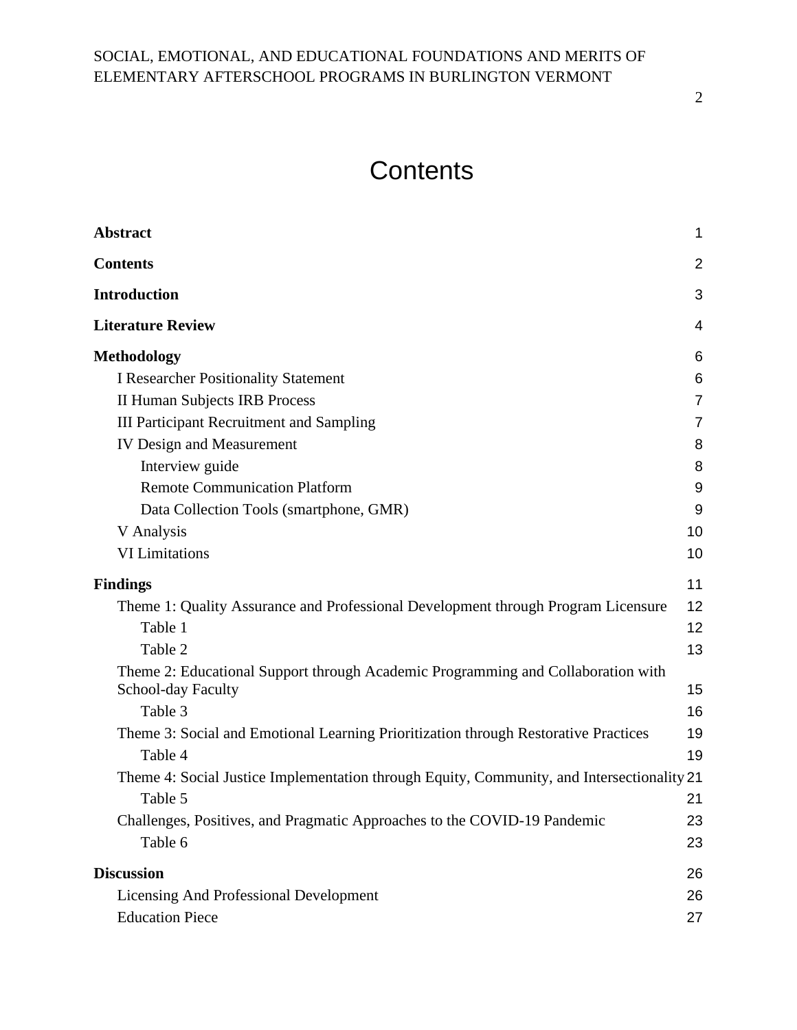# Contents

| | |
|---|---|
| **Abstract** | 1 |
| **Contents** | 2 |
| **Introduction** | 3 |
| **Literature Review** | 4 |
| **Methodology** | 6 |
| I Researcher Positionality Statement | 6 |
| II Human Subjects IRB Process | 7 |
| III Participant Recruitment and Sampling | 7 |
| IV Design and Measurement | 8 |
| Interview guide | 8 |
| Remote Communication Platform | 9 |
| Data Collection Tools (smartphone, GMR) | 9 |
| V Analysis | 10 |
| VI Limitations | 10 |
| **Findings** | 11 |
| Theme 1: Quality Assurance and Professional Development through Program Licensure | 12 |
| Table 1 | 12 |
| Table 2 | 13 |
| Theme 2: Educational Support through Academic Programming and Collaboration with School-day Faculty | 15 |
| Table 3 | 16 |
| Theme 3: Social and Emotional Learning Prioritization through Restorative Practices | 19 |
| Table 4 | 19 |
| Theme 4: Social Justice Implementation through Equity, Community, and Intersectionality | 21 |
| Table 5 | 21 |
| Challenges, Positives, and Pragmatic Approaches to the COVID-19 Pandemic | 23 |
| Table 6 | 23 |
| **Discussion** | 26 |
| Licensing And Professional Development | 26 |
| Education Piece | 27 |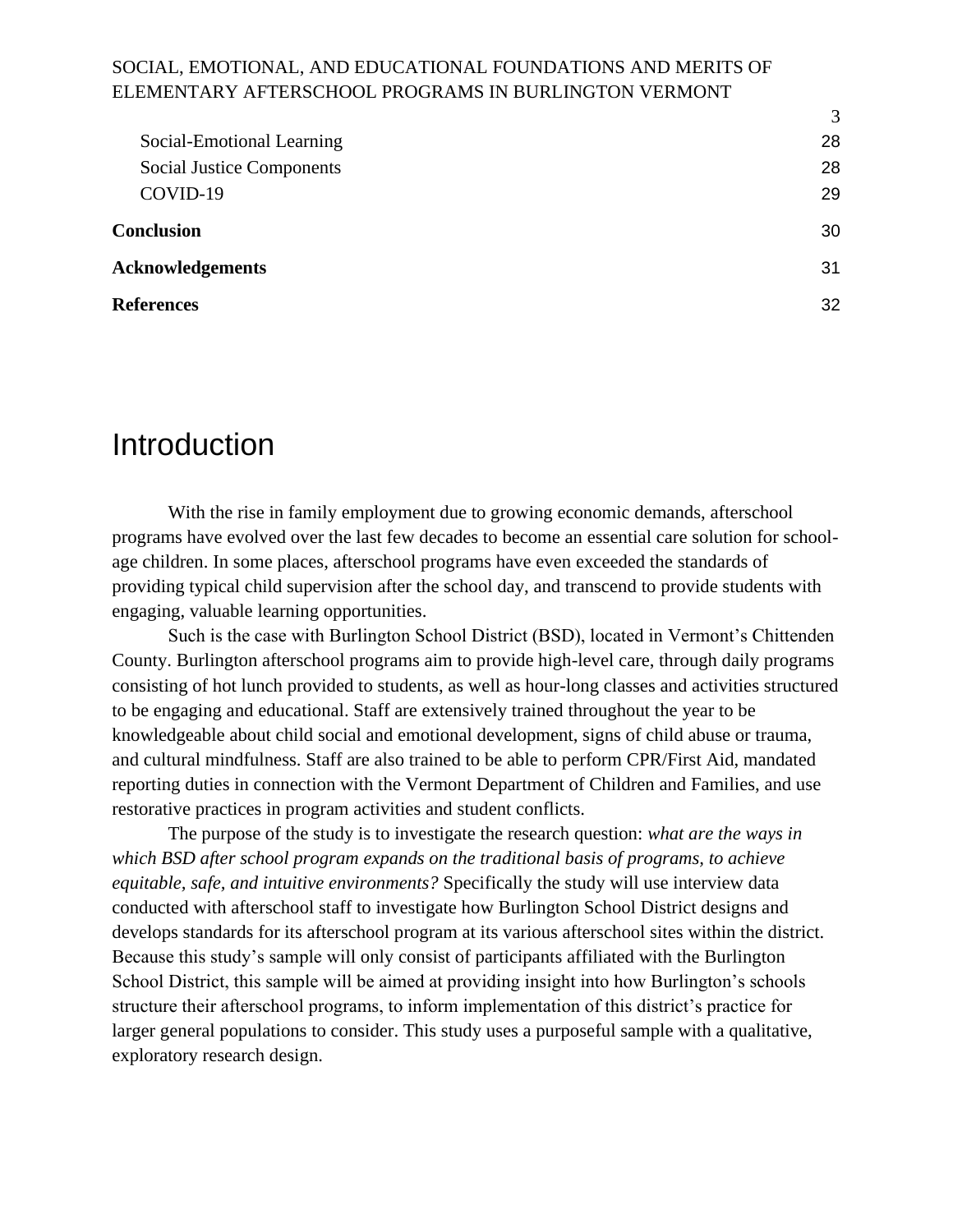Social-Emotional Learning 28
Social Justice Components 28
COVID-19 29

**Conclusion** 30

**Acknowledgements** 31

**References** 32

# Introduction

With the rise in family employment due to growing economic demands, afterschool programs have evolved over the last few decades to become an essential care solution for school-age children. In some places, afterschool programs have even exceeded the standards of providing typical child supervision after the school day, and transcend to provide students with engaging, valuable learning opportunities.

Such is the case with Burlington School District (BSD), located in Vermont's Chittenden County. Burlington afterschool programs aim to provide high-level care, through daily programs consisting of hot lunch provided to students, as well as hour-long classes and activities structured to be engaging and educational. Staff are extensively trained throughout the year to be knowledgeable about child social and emotional development, signs of child abuse or trauma, and cultural mindfulness. Staff are also trained to be able to perform CPR/First Aid, mandated reporting duties in connection with the Vermont Department of Children and Families, and use restorative practices in program activities and student conflicts.

The purpose of the study is to investigate the research question: *what are the ways in which BSD after school program expands on the traditional basis of programs, to achieve equitable, safe, and intuitive environments?* Specifically the study will use interview data conducted with afterschool staff to investigate how Burlington School District designs and develops standards for its afterschool program at its various afterschool sites within the district. Because this study's sample will only consist of participants affiliated with the Burlington School District, this sample will be aimed at providing insight into how Burlington's schools structure their afterschool programs, to inform implementation of this district's practice for larger general populations to consider. This study uses a purposeful sample with a qualitative, exploratory research design.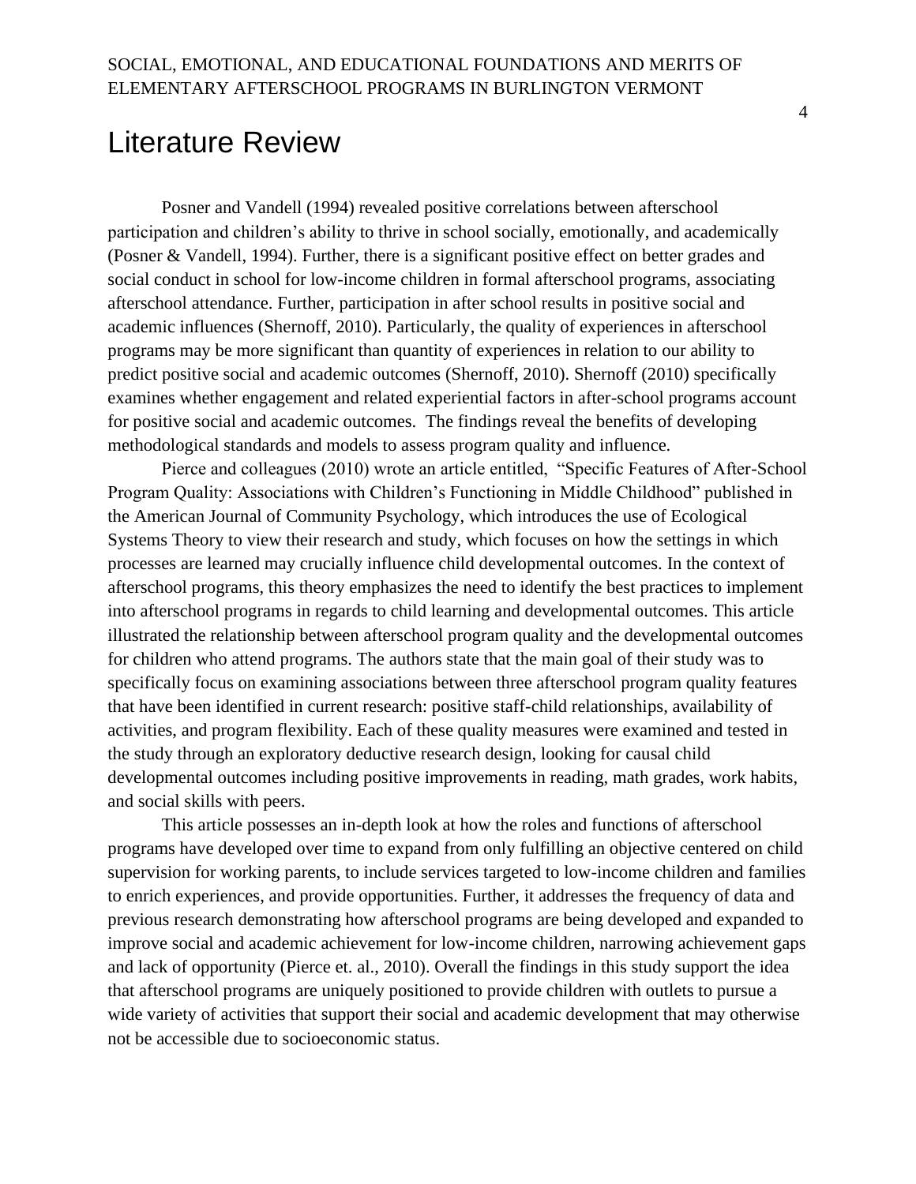# Literature Review

Posner and Vandell (1994) revealed positive correlations between afterschool participation and children's ability to thrive in school socially, emotionally, and academically (Posner & Vandell, 1994). Further, there is a significant positive effect on better grades and social conduct in school for low-income children in formal afterschool programs, associating afterschool attendance. Further, participation in after school results in positive social and academic influences (Shernoff, 2010). Particularly, the quality of experiences in afterschool programs may be more significant than quantity of experiences in relation to our ability to predict positive social and academic outcomes (Shernoff, 2010). Shernoff (2010) specifically examines whether engagement and related experiential factors in after-school programs account for positive social and academic outcomes. The findings reveal the benefits of developing methodological standards and models to assess program quality and influence.

Pierce and colleagues (2010) wrote an article entitled, "Specific Features of After-School Program Quality: Associations with Children's Functioning in Middle Childhood" published in the American Journal of Community Psychology, which introduces the use of Ecological Systems Theory to view their research and study, which focuses on how the settings in which processes are learned may crucially influence child developmental outcomes. In the context of afterschool programs, this theory emphasizes the need to identify the best practices to implement into afterschool programs in regards to child learning and developmental outcomes. This article illustrated the relationship between afterschool program quality and the developmental outcomes for children who attend programs. The authors state that the main goal of their study was to specifically focus on examining associations between three afterschool program quality features that have been identified in current research: positive staff-child relationships, availability of activities, and program flexibility. Each of these quality measures were examined and tested in the study through an exploratory deductive research design, looking for causal child developmental outcomes including positive improvements in reading, math grades, work habits, and social skills with peers.

This article possesses an in-depth look at how the roles and functions of afterschool programs have developed over time to expand from only fulfilling an objective centered on child supervision for working parents, to include services targeted to low-income children and families to enrich experiences, and provide opportunities. Further, it addresses the frequency of data and previous research demonstrating how afterschool programs are being developed and expanded to improve social and academic achievement for low-income children, narrowing achievement gaps and lack of opportunity (Pierce et. al., 2010). Overall the findings in this study support the idea that afterschool programs are uniquely positioned to provide children with outlets to pursue a wide variety of activities that support their social and academic development that may otherwise not be accessible due to socioeconomic status.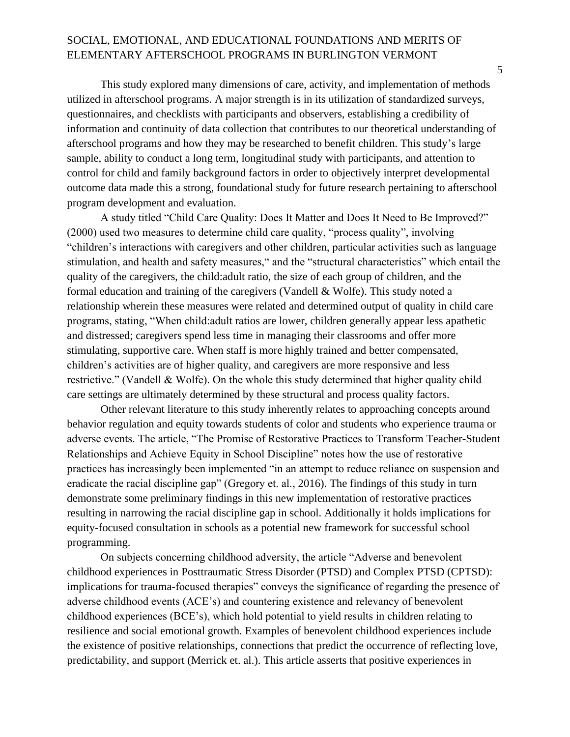This study explored many dimensions of care, activity, and implementation of methods utilized in afterschool programs. A major strength is in its utilization of standardized surveys, questionnaires, and checklists with participants and observers, establishing a credibility of information and continuity of data collection that contributes to our theoretical understanding of afterschool programs and how they may be researched to benefit children. This study's large sample, ability to conduct a long term, longitudinal study with participants, and attention to control for child and family background factors in order to objectively interpret developmental outcome data made this a strong, foundational study for future research pertaining to afterschool program development and evaluation.

A study titled "Child Care Quality: Does It Matter and Does It Need to Be Improved?" (2000) used two measures to determine child care quality, "process quality", involving "children's interactions with caregivers and other children, particular activities such as language stimulation, and health and safety measures," and the "structural characteristics" which entail the quality of the caregivers, the child:adult ratio, the size of each group of children, and the formal education and training of the caregivers (Vandell & Wolfe). This study noted a relationship wherein these measures were related and determined output of quality in child care programs, stating, "When child:adult ratios are lower, children generally appear less apathetic and distressed; caregivers spend less time in managing their classrooms and offer more stimulating, supportive care. When staff is more highly trained and better compensated, children's activities are of higher quality, and caregivers are more responsive and less restrictive." (Vandell & Wolfe). On the whole this study determined that higher quality child care settings are ultimately determined by these structural and process quality factors.

Other relevant literature to this study inherently relates to approaching concepts around behavior regulation and equity towards students of color and students who experience trauma or adverse events. The article, "The Promise of Restorative Practices to Transform Teacher-Student Relationships and Achieve Equity in School Discipline" notes how the use of restorative practices has increasingly been implemented "in an attempt to reduce reliance on suspension and eradicate the racial discipline gap" (Gregory et. al., 2016). The findings of this study in turn demonstrate some preliminary findings in this new implementation of restorative practices resulting in narrowing the racial discipline gap in school. Additionally it holds implications for equity-focused consultation in schools as a potential new framework for successful school programming.

On subjects concerning childhood adversity, the article "Adverse and benevolent childhood experiences in Posttraumatic Stress Disorder (PTSD) and Complex PTSD (CPTSD): implications for trauma-focused therapies" conveys the significance of regarding the presence of adverse childhood events (ACE's) and countering existence and relevancy of benevolent childhood experiences (BCE's), which hold potential to yield results in children relating to resilience and social emotional growth. Examples of benevolent childhood experiences include the existence of positive relationships, connections that predict the occurrence of reflecting love, predictability, and support (Merrick et. al.). This article asserts that positive experiences in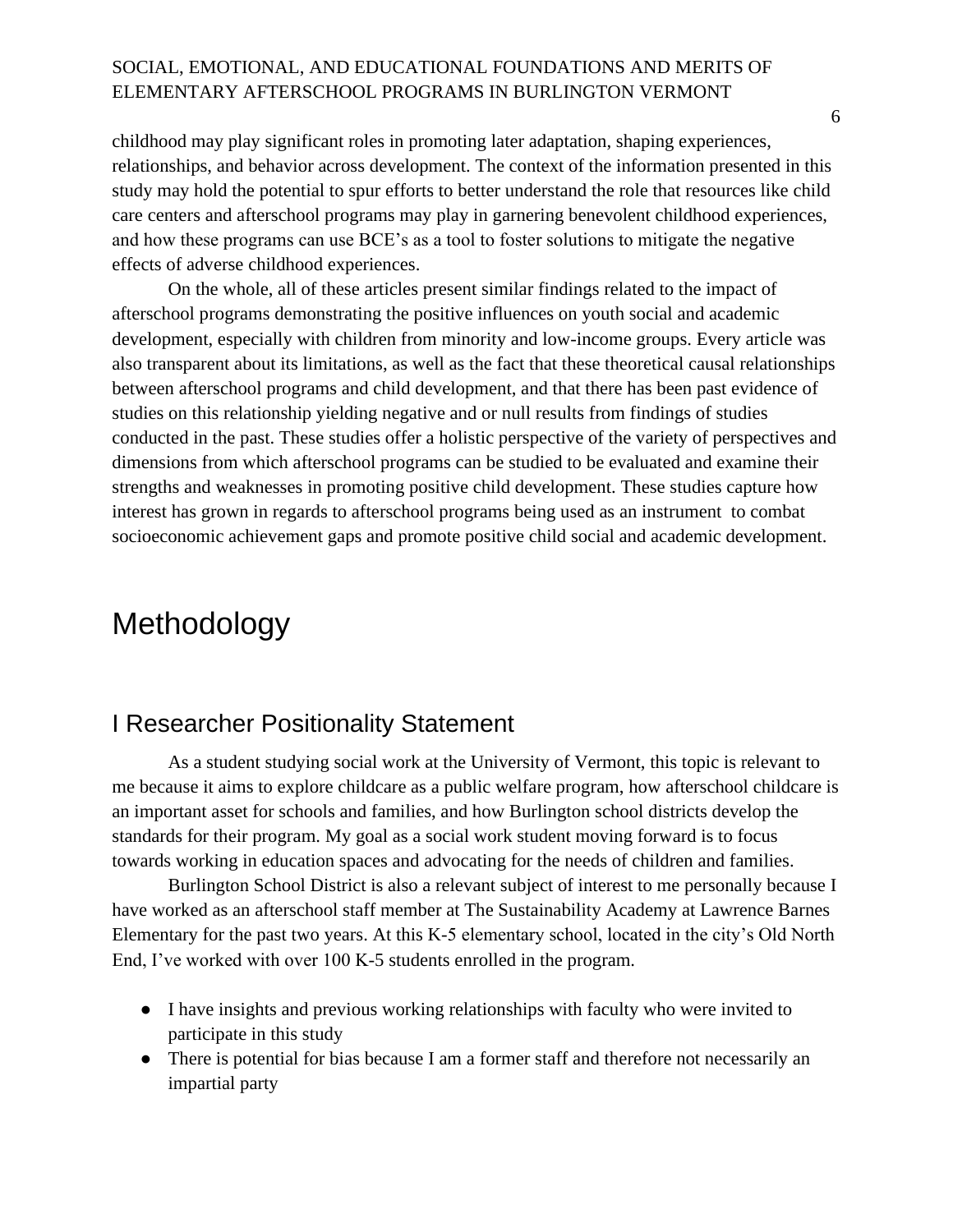childhood may play significant roles in promoting later adaptation, shaping experiences, relationships, and behavior across development. The context of the information presented in this study may hold the potential to spur efforts to better understand the role that resources like child care centers and afterschool programs may play in garnering benevolent childhood experiences, and how these programs can use BCE's as a tool to foster solutions to mitigate the negative effects of adverse childhood experiences.

On the whole, all of these articles present similar findings related to the impact of afterschool programs demonstrating the positive influences on youth social and academic development, especially with children from minority and low-income groups. Every article was also transparent about its limitations, as well as the fact that these theoretical causal relationships between afterschool programs and child development, and that there has been past evidence of studies on this relationship yielding negative and or null results from findings of studies conducted in the past. These studies offer a holistic perspective of the variety of perspectives and dimensions from which afterschool programs can be studied to be evaluated and examine their strengths and weaknesses in promoting positive child development. These studies capture how interest has grown in regards to afterschool programs being used as an instrument to combat socioeconomic achievement gaps and promote positive child social and academic development.

# Methodology

## I Researcher Positionality Statement

As a student studying social work at the University of Vermont, this topic is relevant to me because it aims to explore childcare as a public welfare program, how afterschool childcare is an important asset for schools and families, and how Burlington school districts develop the standards for their program. My goal as a social work student moving forward is to focus towards working in education spaces and advocating for the needs of children and families.

Burlington School District is also a relevant subject of interest to me personally because I have worked as an afterschool staff member at The Sustainability Academy at Lawrence Barnes Elementary for the past two years. At this K-5 elementary school, located in the city's Old North End, I've worked with over 100 K-5 students enrolled in the program.

- I have insights and previous working relationships with faculty who were invited to participate in this study
- There is potential for bias because I am a former staff and therefore not necessarily an impartial party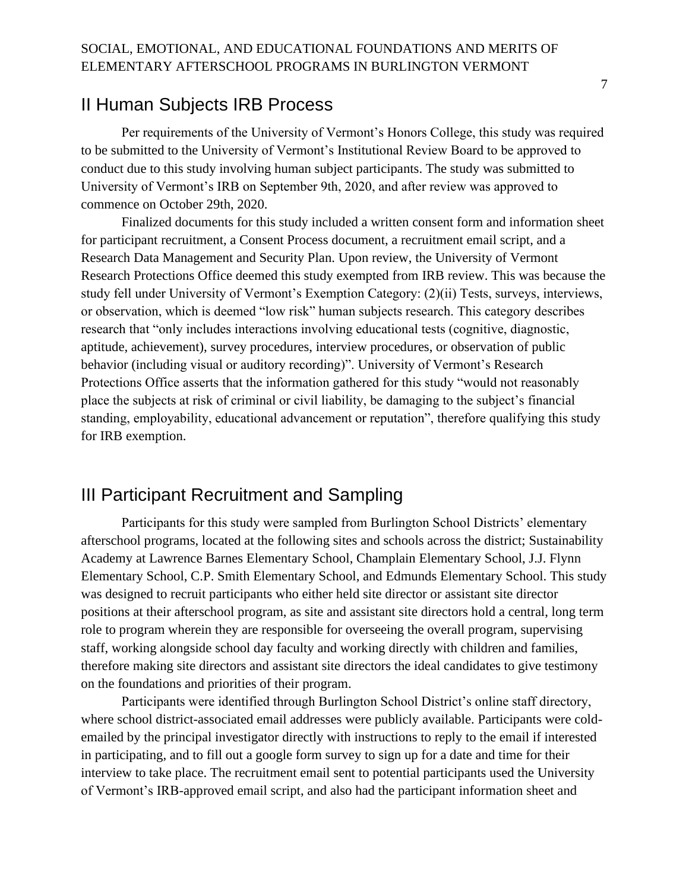## II Human Subjects IRB Process

Per requirements of the University of Vermont's Honors College, this study was required to be submitted to the University of Vermont's Institutional Review Board to be approved to conduct due to this study involving human subject participants. The study was submitted to University of Vermont's IRB on September 9th, 2020, and after review was approved to commence on October 29th, 2020.

Finalized documents for this study included a written consent form and information sheet for participant recruitment, a Consent Process document, a recruitment email script, and a Research Data Management and Security Plan. Upon review, the University of Vermont Research Protections Office deemed this study exempted from IRB review. This was because the study fell under University of Vermont's Exemption Category: (2)(ii) Tests, surveys, interviews, or observation, which is deemed "low risk" human subjects research. This category describes research that "only includes interactions involving educational tests (cognitive, diagnostic, aptitude, achievement), survey procedures, interview procedures, or observation of public behavior (including visual or auditory recording)". University of Vermont's Research Protections Office asserts that the information gathered for this study "would not reasonably place the subjects at risk of criminal or civil liability, be damaging to the subject's financial standing, employability, educational advancement or reputation", therefore qualifying this study for IRB exemption.

## III Participant Recruitment and Sampling

Participants for this study were sampled from Burlington School Districts' elementary afterschool programs, located at the following sites and schools across the district; Sustainability Academy at Lawrence Barnes Elementary School, Champlain Elementary School, J.J. Flynn Elementary School, C.P. Smith Elementary School, and Edmunds Elementary School. This study was designed to recruit participants who either held site director or assistant site director positions at their afterschool program, as site and assistant site directors hold a central, long term role to program wherein they are responsible for overseeing the overall program, supervising staff, working alongside school day faculty and working directly with children and families, therefore making site directors and assistant site directors the ideal candidates to give testimony on the foundations and priorities of their program.

Participants were identified through Burlington School District's online staff directory, where school district-associated email addresses were publicly available. Participants were cold-emailed by the principal investigator directly with instructions to reply to the email if interested in participating, and to fill out a google form survey to sign up for a date and time for their interview to take place. The recruitment email sent to potential participants used the University of Vermont's IRB-approved email script, and also had the participant information sheet and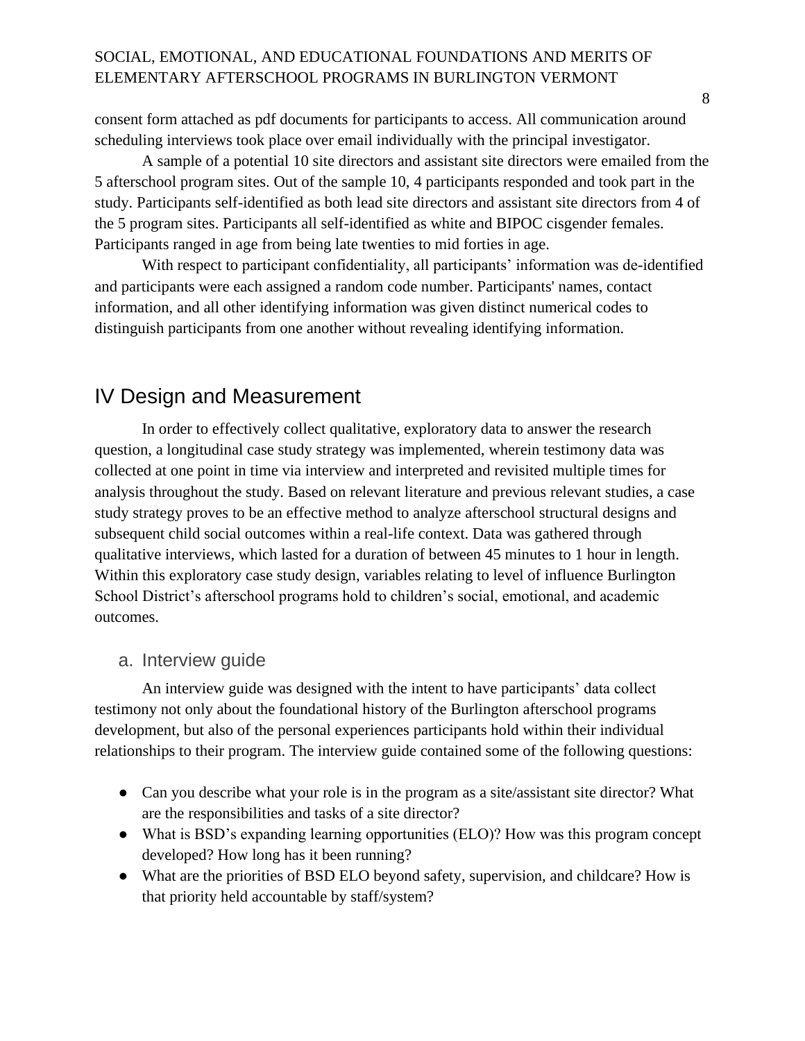consent form attached as pdf documents for participants to access. All communication around scheduling interviews took place over email individually with the principal investigator.

A sample of a potential 10 site directors and assistant site directors were emailed from the 5 afterschool program sites. Out of the sample 10, 4 participants responded and took part in the study. Participants self-identified as both lead site directors and assistant site directors from 4 of the 5 program sites. Participants all self-identified as white and BIPOC cisgender females. Participants ranged in age from being late twenties to mid forties in age.

With respect to participant confidentiality, all participants' information was de-identified and participants were each assigned a random code number. Participants' names, contact information, and all other identifying information was given distinct numerical codes to distinguish participants from one another without revealing identifying information.

## IV Design and Measurement

In order to effectively collect qualitative, exploratory data to answer the research question, a longitudinal case study strategy was implemented, wherein testimony data was collected at one point in time via interview and interpreted and revisited multiple times for analysis throughout the study. Based on relevant literature and previous relevant studies, a case study strategy proves to be an effective method to analyze afterschool structural designs and subsequent child social outcomes within a real-life context. Data was gathered through qualitative interviews, which lasted for a duration of between 45 minutes to 1 hour in length. Within this exploratory case study design, variables relating to level of influence Burlington School District's afterschool programs hold to children's social, emotional, and academic outcomes.

### a. Interview guide

An interview guide was designed with the intent to have participants' data collect testimony not only about the foundational history of the Burlington afterschool programs development, but also of the personal experiences participants hold within their individual relationships to their program. The interview guide contained some of the following questions:

- Can you describe what your role is in the program as a site/assistant site director? What are the responsibilities and tasks of a site director?
- What is BSD's expanding learning opportunities (ELO)? How was this program concept developed? How long has it been running?
- What are the priorities of BSD ELO beyond safety, supervision, and childcare? How is that priority held accountable by staff/system?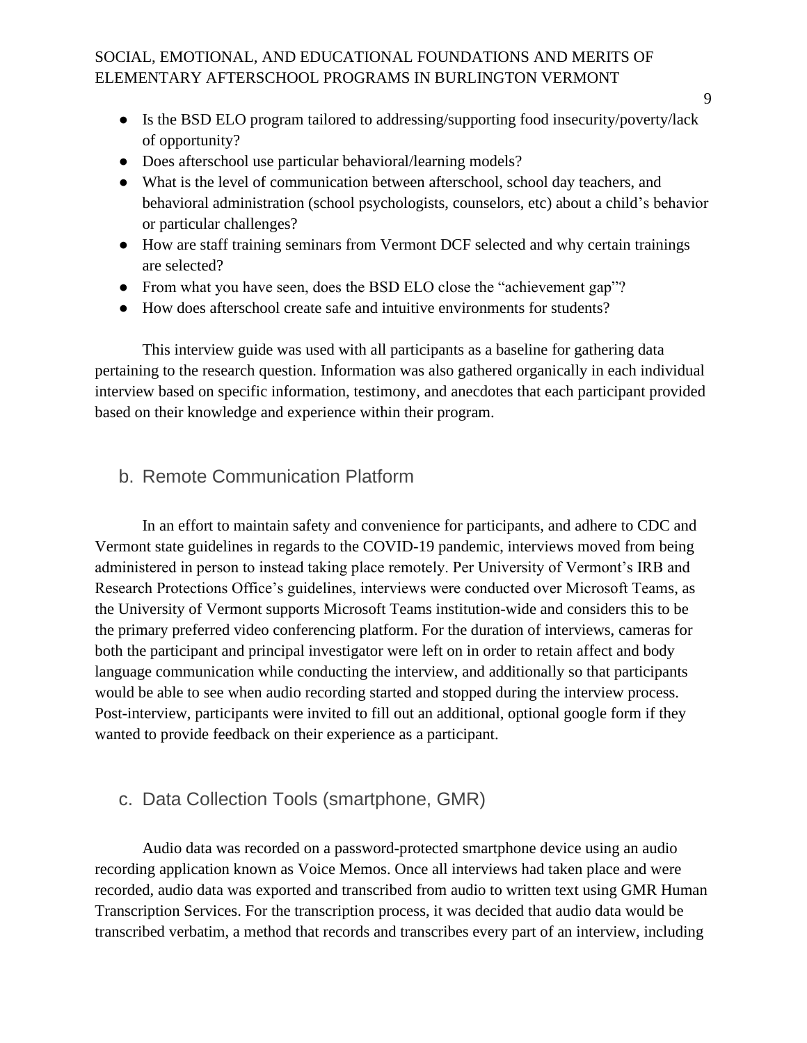- Is the BSD ELO program tailored to addressing/supporting food insecurity/poverty/lack of opportunity?
- Does afterschool use particular behavioral/learning models?
- What is the level of communication between afterschool, school day teachers, and behavioral administration (school psychologists, counselors, etc) about a child's behavior or particular challenges?
- How are staff training seminars from Vermont DCF selected and why certain trainings are selected?
- From what you have seen, does the BSD ELO close the "achievement gap"?
- How does afterschool create safe and intuitive environments for students?

This interview guide was used with all participants as a baseline for gathering data pertaining to the research question. Information was also gathered organically in each individual interview based on specific information, testimony, and anecdotes that each participant provided based on their knowledge and experience within their program.

## b. Remote Communication Platform

In an effort to maintain safety and convenience for participants, and adhere to CDC and Vermont state guidelines in regards to the COVID-19 pandemic, interviews moved from being administered in person to instead taking place remotely. Per University of Vermont's IRB and Research Protections Office's guidelines, interviews were conducted over Microsoft Teams, as the University of Vermont supports Microsoft Teams institution-wide and considers this to be the primary preferred video conferencing platform. For the duration of interviews, cameras for both the participant and principal investigator were left on in order to retain affect and body language communication while conducting the interview, and additionally so that participants would be able to see when audio recording started and stopped during the interview process. Post-interview, participants were invited to fill out an additional, optional google form if they wanted to provide feedback on their experience as a participant.

## c. Data Collection Tools (smartphone, GMR)

Audio data was recorded on a password-protected smartphone device using an audio recording application known as Voice Memos. Once all interviews had taken place and were recorded, audio data was exported and transcribed from audio to written text using GMR Human Transcription Services. For the transcription process, it was decided that audio data would be transcribed verbatim, a method that records and transcribes every part of an interview, including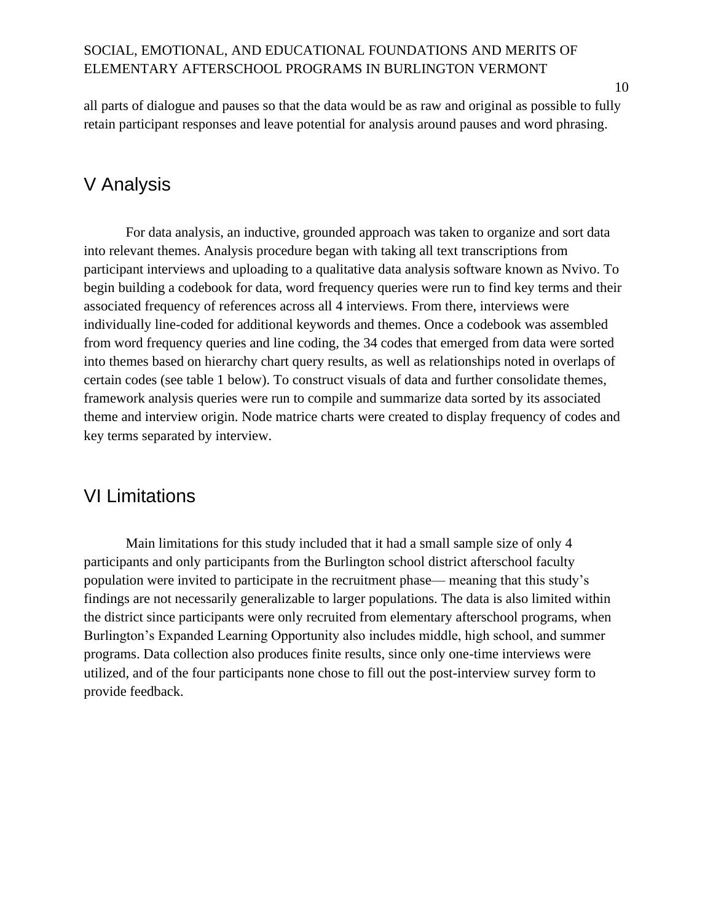all parts of dialogue and pauses so that the data would be as raw and original as possible to fully retain participant responses and leave potential for analysis around pauses and word phrasing.

## V Analysis

For data analysis, an inductive, grounded approach was taken to organize and sort data into relevant themes. Analysis procedure began with taking all text transcriptions from participant interviews and uploading to a qualitative data analysis software known as Nvivo. To begin building a codebook for data, word frequency queries were run to find key terms and their associated frequency of references across all 4 interviews. From there, interviews were individually line-coded for additional keywords and themes. Once a codebook was assembled from word frequency queries and line coding, the 34 codes that emerged from data were sorted into themes based on hierarchy chart query results, as well as relationships noted in overlaps of certain codes (see table 1 below). To construct visuals of data and further consolidate themes, framework analysis queries were run to compile and summarize data sorted by its associated theme and interview origin. Node matrice charts were created to display frequency of codes and key terms separated by interview.

## VI Limitations

Main limitations for this study included that it had a small sample size of only 4 participants and only participants from the Burlington school district afterschool faculty population were invited to participate in the recruitment phase— meaning that this study's findings are not necessarily generalizable to larger populations. The data is also limited within the district since participants were only recruited from elementary afterschool programs, when Burlington's Expanded Learning Opportunity also includes middle, high school, and summer programs. Data collection also produces finite results, since only one-time interviews were utilized, and of the four participants none chose to fill out the post-interview survey form to provide feedback.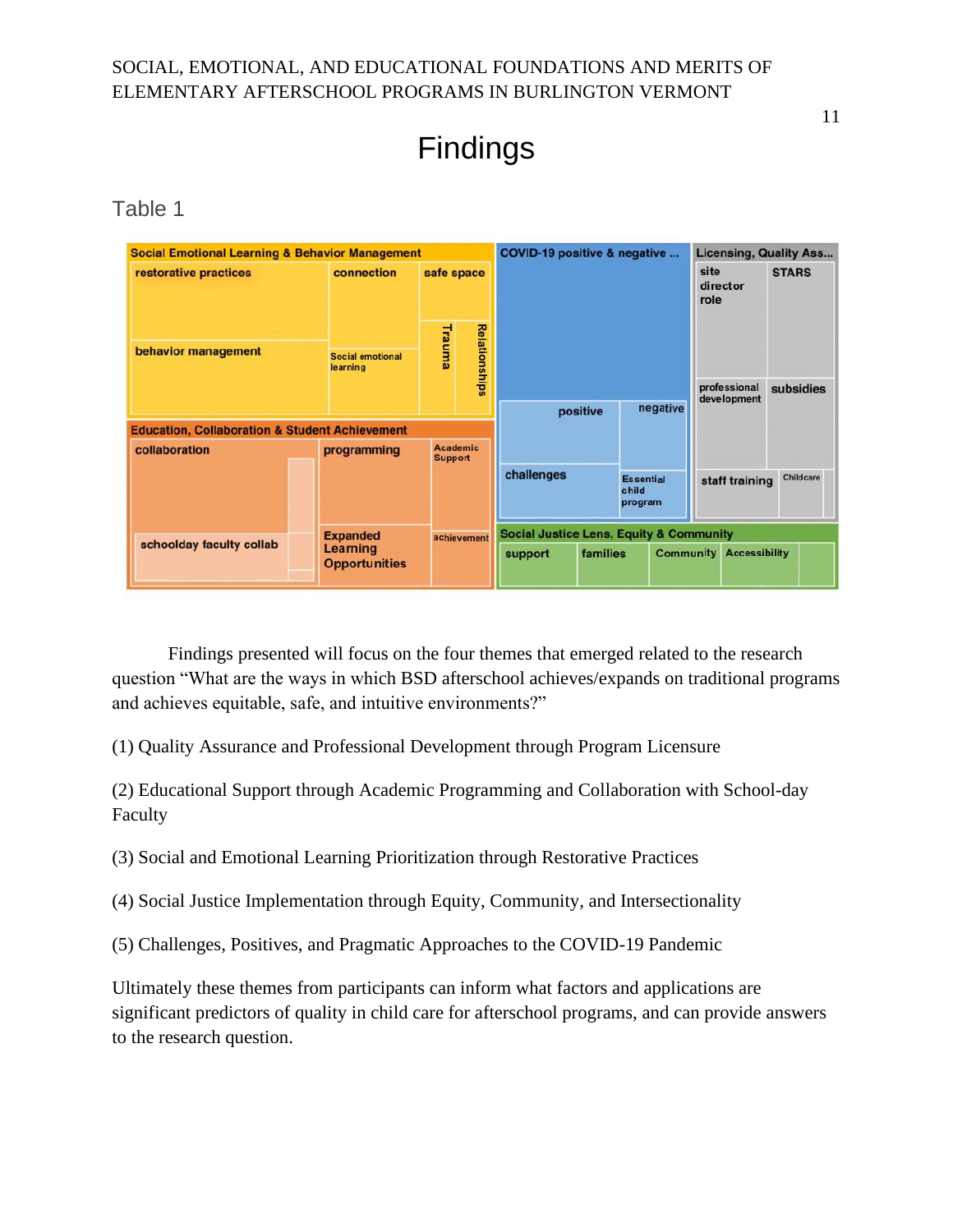# Findings

Table 1

| Social Emotional Learning & Behavior Management | COVID-19 positive & negative ... | Licensing, Quality Ass... |
| --- | --- | --- |
| restorative practices; connection; safe space; behavior management; Social emotional learning; Trauma; Relationships | positive; negative; challenges; Essential child program | site director role; STARS; professional development; subsidies; staff training; Childcare |

| Education, Collaboration & Student Achievement | Social Justice Lens, Equity & Community |
| --- | --- |
| collaboration; programming; Academic Support; schoolday faculty collab; Expanded Learning Opportunities; achievement | support; families; Community; Accessibility |

Findings presented will focus on the four themes that emerged related to the research question "What are the ways in which BSD afterschool achieves/expands on traditional programs and achieves equitable, safe, and intuitive environments?"

(1) Quality Assurance and Professional Development through Program Licensure

(2) Educational Support through Academic Programming and Collaboration with School-day Faculty

(3) Social and Emotional Learning Prioritization through Restorative Practices

(4) Social Justice Implementation through Equity, Community, and Intersectionality

(5) Challenges, Positives, and Pragmatic Approaches to the COVID-19 Pandemic

Ultimately these themes from participants can inform what factors and applications are significant predictors of quality in child care for afterschool programs, and can provide answers to the research question.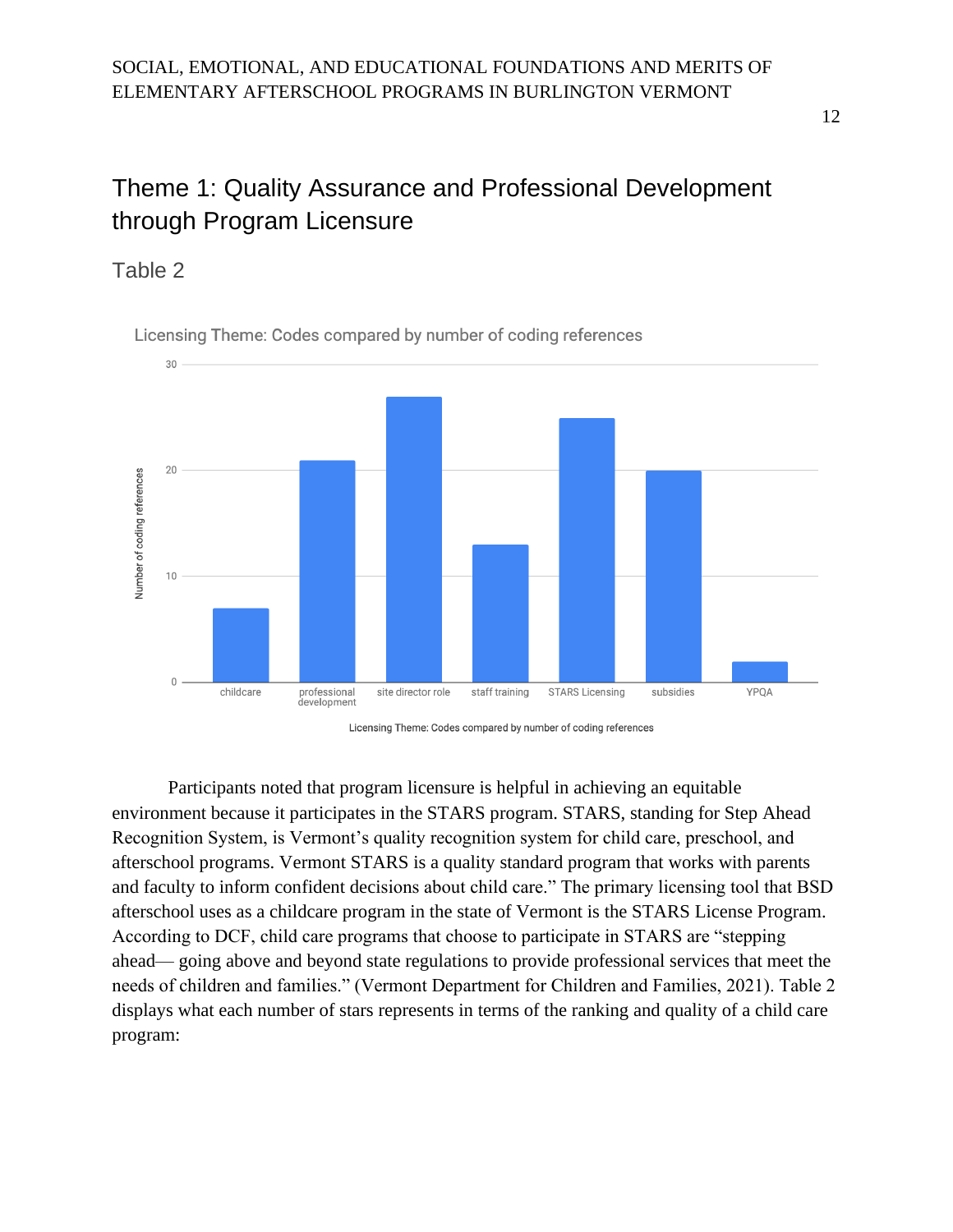## Theme 1: Quality Assurance and Professional Development through Program Licensure

### Table 2

Participants noted that program licensure is helpful in achieving an equitable environment because it participates in the STARS program. STARS, standing for Step Ahead Recognition System, is Vermont's quality recognition system for child care, preschool, and afterschool programs. Vermont STARS is a quality standard program that works with parents and faculty to inform confident decisions about child care." The primary licensing tool that BSD afterschool uses as a childcare program in the state of Vermont is the STARS License Program. According to DCF, child care programs that choose to participate in STARS are "stepping ahead— going above and beyond state regulations to provide professional services that meet the needs of children and families." (Vermont Department for Children and Families, 2021). Table 2 displays what each number of stars represents in terms of the ranking and quality of a child care program: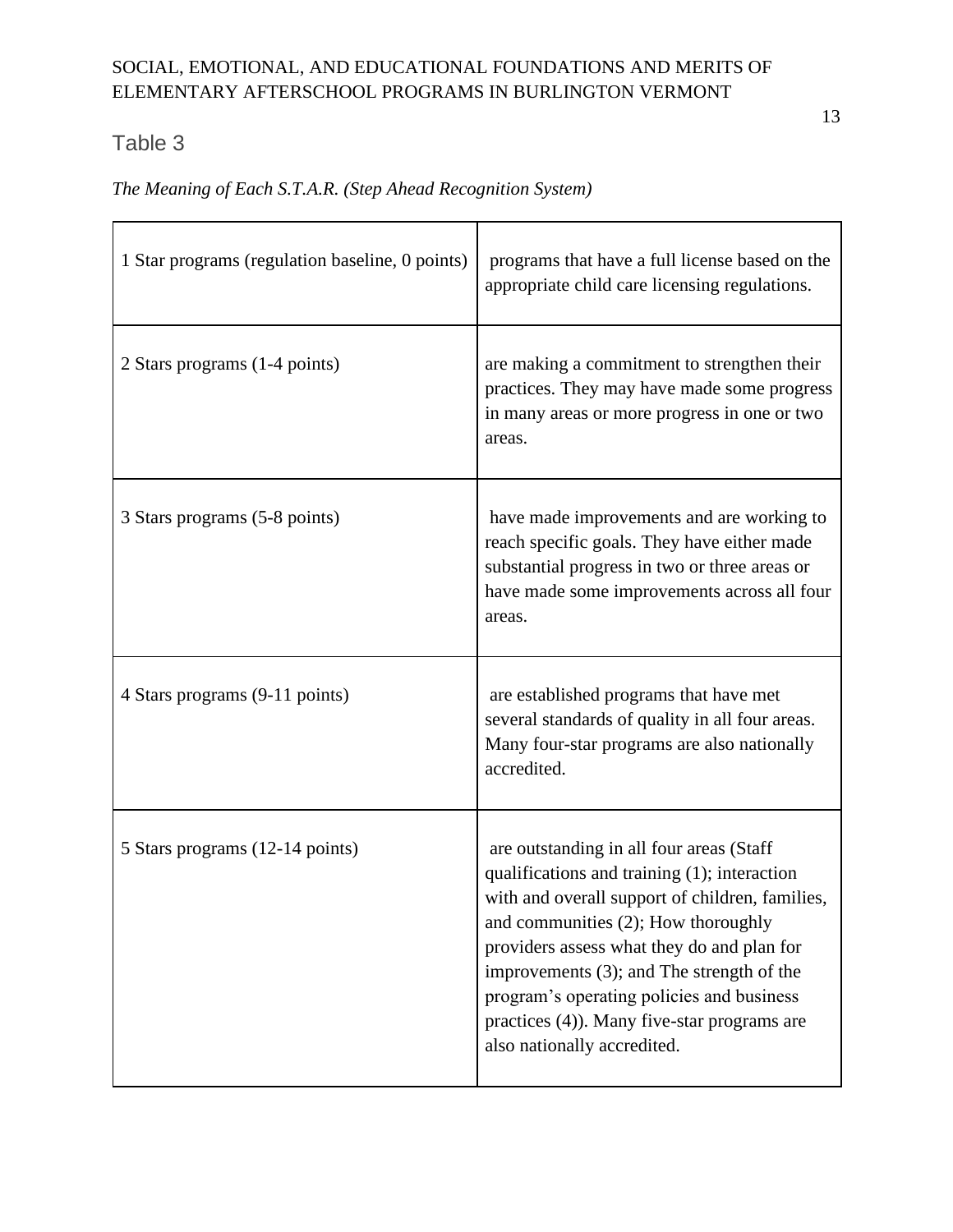Table 3

*The Meaning of Each S.T.A.R. (Step Ahead Recognition System)*

| | |
|---|---|
| 1 Star programs (regulation baseline, 0 points) | programs that have a full license based on the appropriate child care licensing regulations. |
| 2 Stars programs (1-4 points) | are making a commitment to strengthen their practices. They may have made some progress in many areas or more progress in one or two areas. |
| 3 Stars programs (5-8 points) | have made improvements and are working to reach specific goals. They have either made substantial progress in two or three areas or have made some improvements across all four areas. |
| 4 Stars programs (9-11 points) | are established programs that have met several standards of quality in all four areas. Many four-star programs are also nationally accredited. |
| 5 Stars programs (12-14 points) | are outstanding in all four areas (Staff qualifications and training (1); interaction with and overall support of children, families, and communities (2); How thoroughly providers assess what they do and plan for improvements (3); and The strength of the program's operating policies and business practices (4)). Many five-star programs are also nationally accredited. |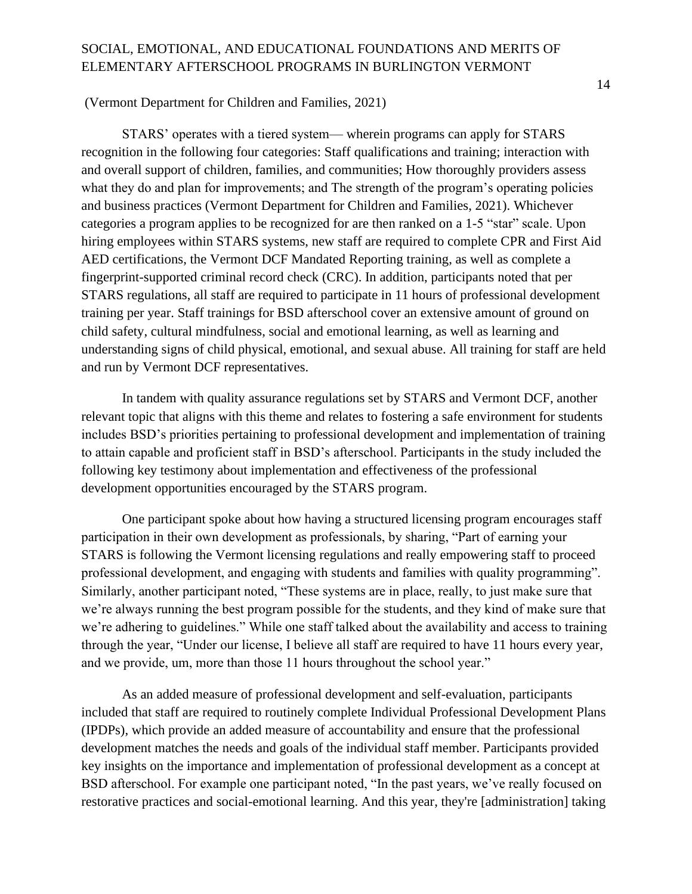(Vermont Department for Children and Families, 2021)

STARS' operates with a tiered system— wherein programs can apply for STARS recognition in the following four categories: Staff qualifications and training; interaction with and overall support of children, families, and communities; How thoroughly providers assess what they do and plan for improvements; and The strength of the program's operating policies and business practices (Vermont Department for Children and Families, 2021). Whichever categories a program applies to be recognized for are then ranked on a 1-5 "star" scale. Upon hiring employees within STARS systems, new staff are required to complete CPR and First Aid AED certifications, the Vermont DCF Mandated Reporting training, as well as complete a fingerprint-supported criminal record check (CRC). In addition, participants noted that per STARS regulations, all staff are required to participate in 11 hours of professional development training per year. Staff trainings for BSD afterschool cover an extensive amount of ground on child safety, cultural mindfulness, social and emotional learning, as well as learning and understanding signs of child physical, emotional, and sexual abuse. All training for staff are held and run by Vermont DCF representatives.

In tandem with quality assurance regulations set by STARS and Vermont DCF, another relevant topic that aligns with this theme and relates to fostering a safe environment for students includes BSD's priorities pertaining to professional development and implementation of training to attain capable and proficient staff in BSD's afterschool. Participants in the study included the following key testimony about implementation and effectiveness of the professional development opportunities encouraged by the STARS program.

One participant spoke about how having a structured licensing program encourages staff participation in their own development as professionals, by sharing, "Part of earning your STARS is following the Vermont licensing regulations and really empowering staff to proceed professional development, and engaging with students and families with quality programming". Similarly, another participant noted, "These systems are in place, really, to just make sure that we're always running the best program possible for the students, and they kind of make sure that we're adhering to guidelines." While one staff talked about the availability and access to training through the year, "Under our license, I believe all staff are required to have 11 hours every year, and we provide, um, more than those 11 hours throughout the school year."

As an added measure of professional development and self-evaluation, participants included that staff are required to routinely complete Individual Professional Development Plans (IPDPs), which provide an added measure of accountability and ensure that the professional development matches the needs and goals of the individual staff member. Participants provided key insights on the importance and implementation of professional development as a concept at BSD afterschool. For example one participant noted, "In the past years, we've really focused on restorative practices and social-emotional learning. And this year, they're [administration] taking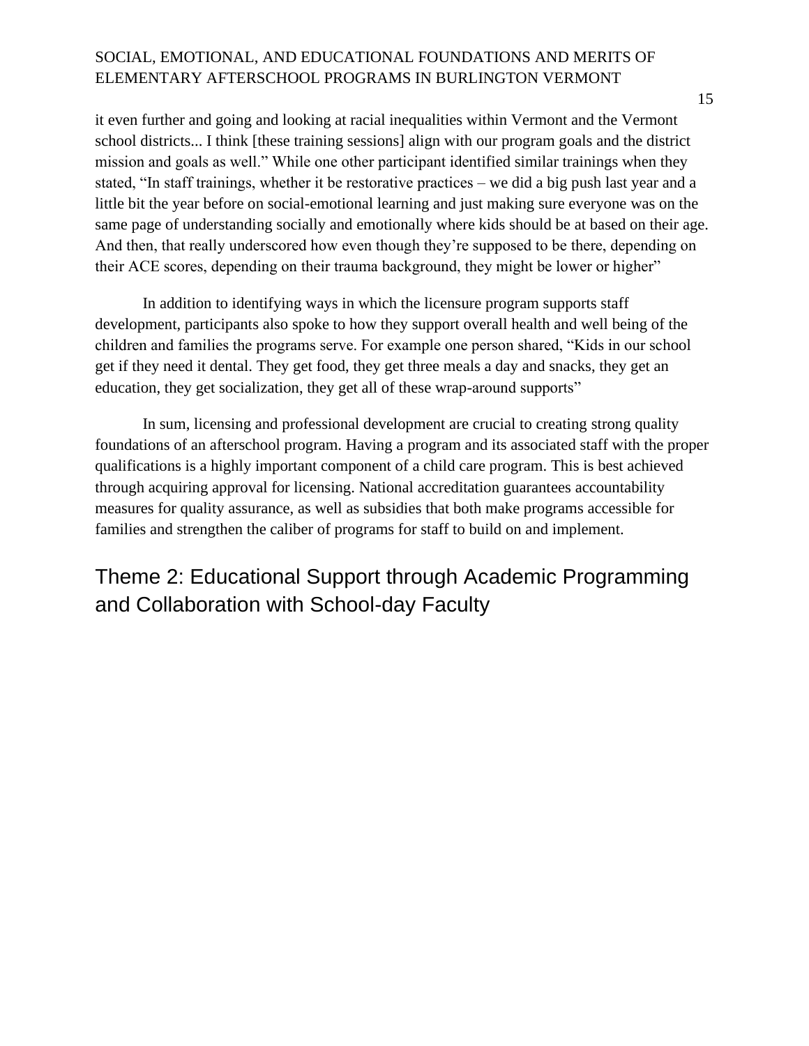it even further and going and looking at racial inequalities within Vermont and the Vermont school districts... I think [these training sessions] align with our program goals and the district mission and goals as well." While one other participant identified similar trainings when they stated, "In staff trainings, whether it be restorative practices – we did a big push last year and a little bit the year before on social-emotional learning and just making sure everyone was on the same page of understanding socially and emotionally where kids should be at based on their age. And then, that really underscored how even though they're supposed to be there, depending on their ACE scores, depending on their trauma background, they might be lower or higher"

In addition to identifying ways in which the licensure program supports staff development, participants also spoke to how they support overall health and well being of the children and families the programs serve. For example one person shared, "Kids in our school get if they need it dental. They get food, they get three meals a day and snacks, they get an education, they get socialization, they get all of these wrap-around supports"

In sum, licensing and professional development are crucial to creating strong quality foundations of an afterschool program. Having a program and its associated staff with the proper qualifications is a highly important component of a child care program. This is best achieved through acquiring approval for licensing. National accreditation guarantees accountability measures for quality assurance, as well as subsidies that both make programs accessible for families and strengthen the caliber of programs for staff to build on and implement.

## Theme 2: Educational Support through Academic Programming and Collaboration with School-day Faculty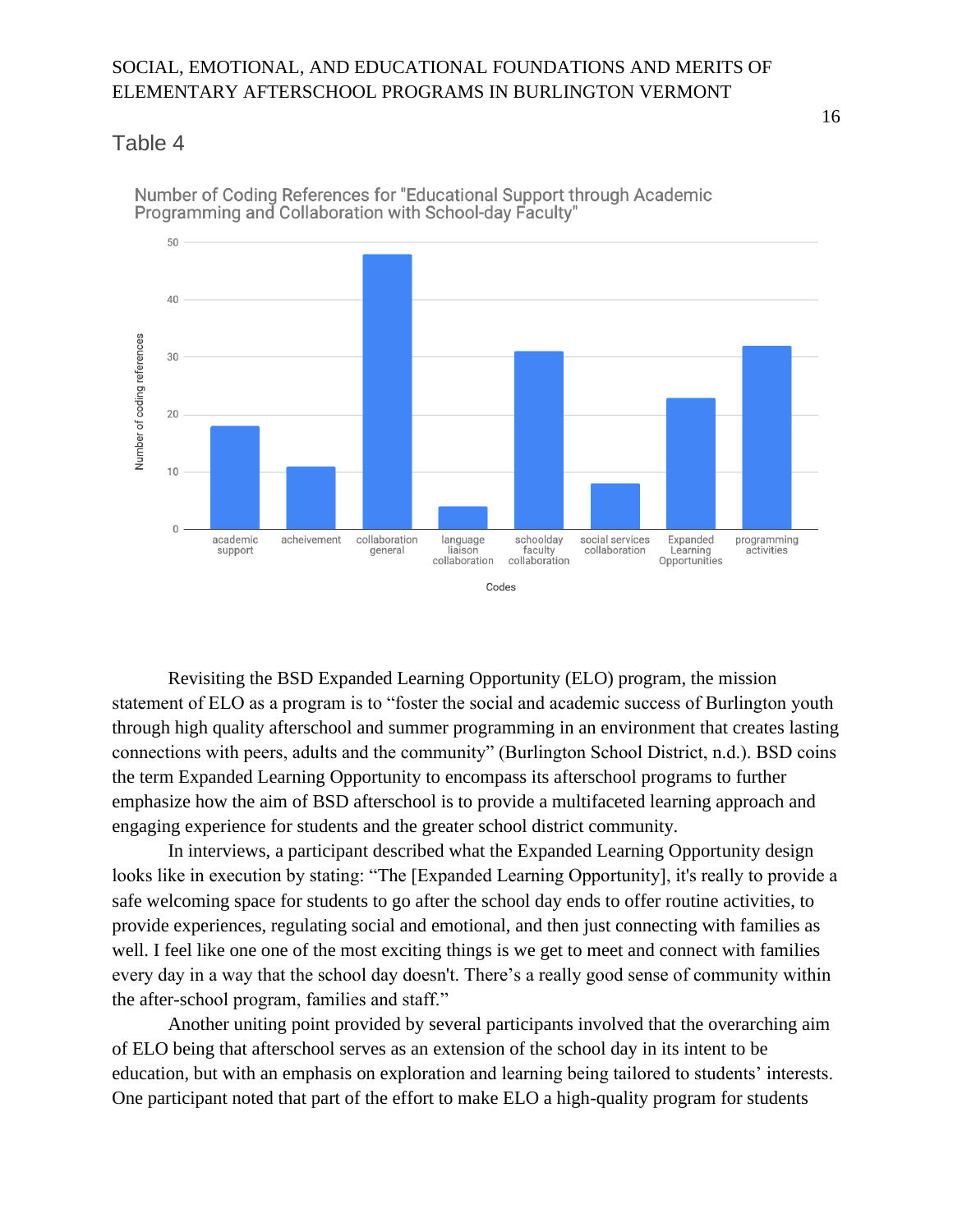Table 4

Number of Coding References for "Educational Support through Academic Programming and Collaboration with School-day Faculty"

| Codes | Number of coding references |
| --- | --- |
| academic support | 18 |
| acheivement | 11 |
| collaboration general | 48 |
| language liaison collaboration | 4 |
| schoolday faculty collaboration | 31 |
| social services collaboration | 8 |
| Expanded Learning Opportunities | 23 |
| programming activities | 32 |

Revisiting the BSD Expanded Learning Opportunity (ELO) program, the mission statement of ELO as a program is to "foster the social and academic success of Burlington youth through high quality afterschool and summer programming in an environment that creates lasting connections with peers, adults and the community" (Burlington School District, n.d.). BSD coins the term Expanded Learning Opportunity to encompass its afterschool programs to further emphasize how the aim of BSD afterschool is to provide a multifaceted learning approach and engaging experience for students and the greater school district community.

In interviews, a participant described what the Expanded Learning Opportunity design looks like in execution by stating: "The [Expanded Learning Opportunity], it's really to provide a safe welcoming space for students to go after the school day ends to offer routine activities, to provide experiences, regulating social and emotional, and then just connecting with families as well. I feel like one one of the most exciting things is we get to meet and connect with families every day in a way that the school day doesn't. There's a really good sense of community within the after-school program, families and staff."

Another uniting point provided by several participants involved that the overarching aim of ELO being that afterschool serves as an extension of the school day in its intent to be education, but with an emphasis on exploration and learning being tailored to students' interests. One participant noted that part of the effort to make ELO a high-quality program for students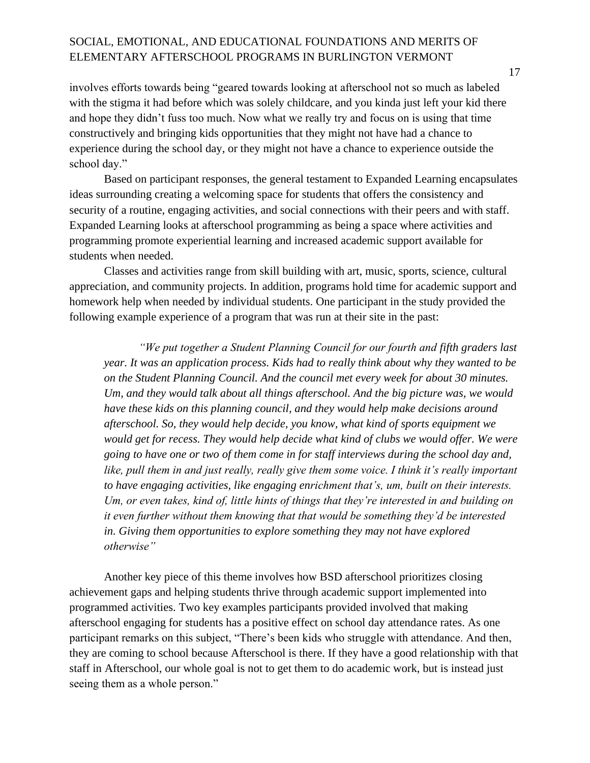involves efforts towards being "geared towards looking at afterschool not so much as labeled with the stigma it had before which was solely childcare, and you kinda just left your kid there and hope they didn't fuss too much. Now what we really try and focus on is using that time constructively and bringing kids opportunities that they might not have had a chance to experience during the school day, or they might not have a chance to experience outside the school day."

Based on participant responses, the general testament to Expanded Learning encapsulates ideas surrounding creating a welcoming space for students that offers the consistency and security of a routine, engaging activities, and social connections with their peers and with staff. Expanded Learning looks at afterschool programming as being a space where activities and programming promote experiential learning and increased academic support available for students when needed.

Classes and activities range from skill building with art, music, sports, science, cultural appreciation, and community projects. In addition, programs hold time for academic support and homework help when needed by individual students. One participant in the study provided the following example experience of a program that was run at their site in the past:

> *"We put together a Student Planning Council for our fourth and fifth graders last year. It was an application process. Kids had to really think about why they wanted to be on the Student Planning Council. And the council met every week for about 30 minutes. Um, and they would talk about all things afterschool. And the big picture was, we would have these kids on this planning council, and they would help make decisions around afterschool. So, they would help decide, you know, what kind of sports equipment we would get for recess. They would help decide what kind of clubs we would offer. We were going to have one or two of them come in for staff interviews during the school day and, like, pull them in and just really, really give them some voice. I think it's really important to have engaging activities, like engaging enrichment that's, um, built on their interests. Um, or even takes, kind of, little hints of things that they're interested in and building on it even further without them knowing that that would be something they'd be interested in. Giving them opportunities to explore something they may not have explored otherwise"*

Another key piece of this theme involves how BSD afterschool prioritizes closing achievement gaps and helping students thrive through academic support implemented into programmed activities. Two key examples participants provided involved that making afterschool engaging for students has a positive effect on school day attendance rates. As one participant remarks on this subject, "There's been kids who struggle with attendance. And then, they are coming to school because Afterschool is there. If they have a good relationship with that staff in Afterschool, our whole goal is not to get them to do academic work, but is instead just seeing them as a whole person."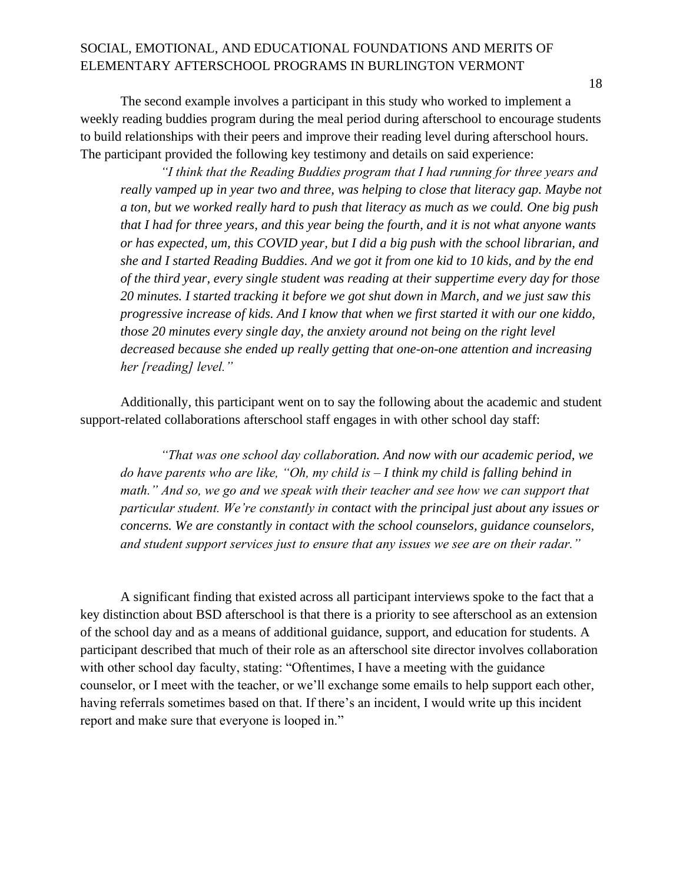The second example involves a participant in this study who worked to implement a weekly reading buddies program during the meal period during afterschool to encourage students to build relationships with their peers and improve their reading level during afterschool hours. The participant provided the following key testimony and details on said experience:

> *"I think that the Reading Buddies program that I had running for three years and really vamped up in year two and three, was helping to close that literacy gap. Maybe not a ton, but we worked really hard to push that literacy as much as we could. One big push that I had for three years, and this year being the fourth, and it is not what anyone wants or has expected, um, this COVID year, but I did a big push with the school librarian, and she and I started Reading Buddies. And we got it from one kid to 10 kids, and by the end of the third year, every single student was reading at their suppertime every day for those 20 minutes. I started tracking it before we got shut down in March, and we just saw this progressive increase of kids. And I know that when we first started it with our one kiddo, those 20 minutes every single day, the anxiety around not being on the right level decreased because she ended up really getting that one-on-one attention and increasing her [reading] level."*

Additionally, this participant went on to say the following about the academic and student support-related collaborations afterschool staff engages in with other school day staff:

> *"That was one school day collaboration. And now with our academic period, we do have parents who are like, "Oh, my child is – I think my child is falling behind in math." And so, we go and we speak with their teacher and see how we can support that particular student. We're constantly in contact with the principal just about any issues or concerns. We are constantly in contact with the school counselors, guidance counselors, and student support services just to ensure that any issues we see are on their radar."*

A significant finding that existed across all participant interviews spoke to the fact that a key distinction about BSD afterschool is that there is a priority to see afterschool as an extension of the school day and as a means of additional guidance, support, and education for students. A participant described that much of their role as an afterschool site director involves collaboration with other school day faculty, stating: "Oftentimes, I have a meeting with the guidance counselor, or I meet with the teacher, or we'll exchange some emails to help support each other, having referrals sometimes based on that. If there's an incident, I would write up this incident report and make sure that everyone is looped in."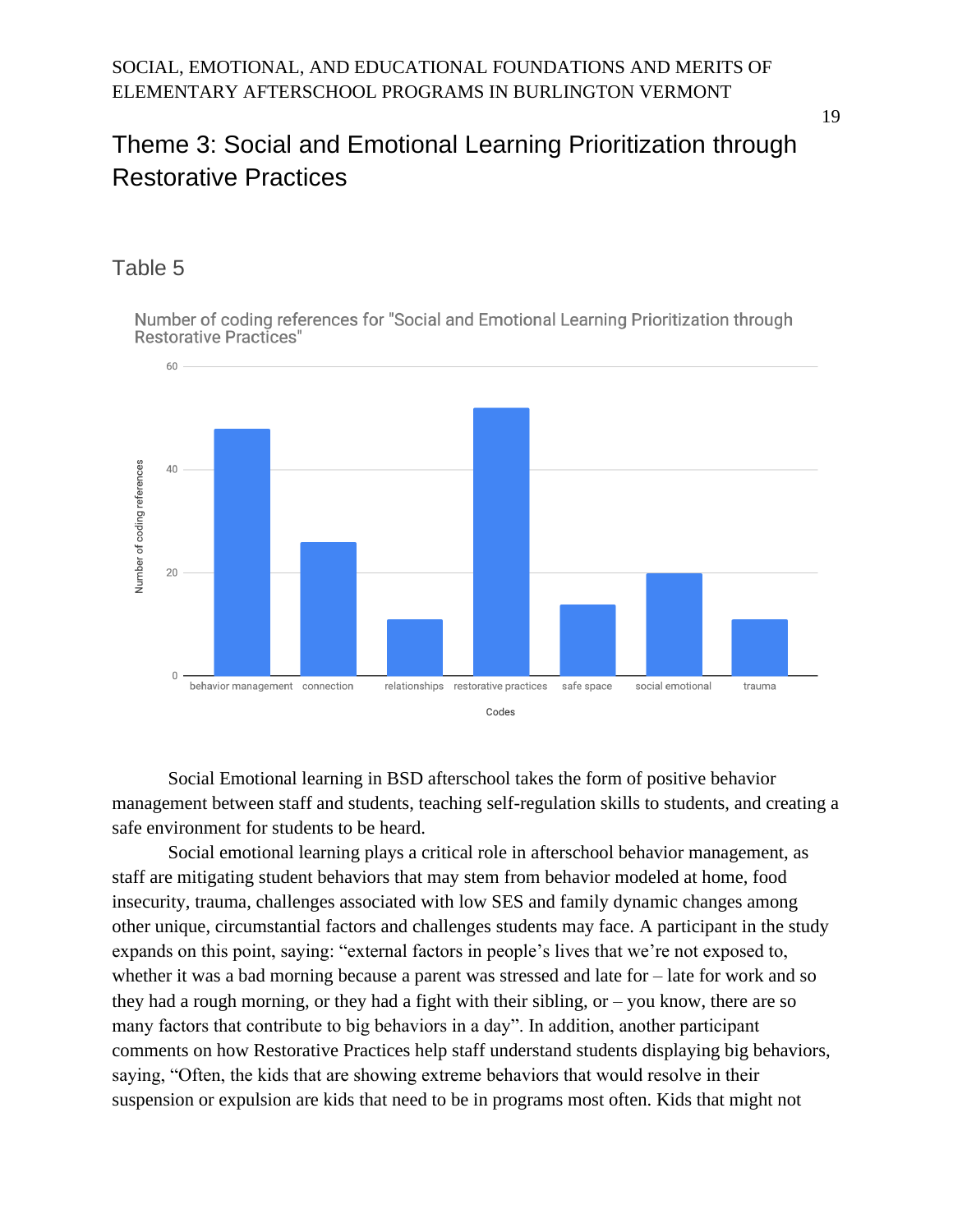## Theme 3: Social and Emotional Learning Prioritization through Restorative Practices

### Table 5

Number of coding references for "Social and Emotional Learning Prioritization through Restorative Practices"

Social Emotional learning in BSD afterschool takes the form of positive behavior management between staff and students, teaching self-regulation skills to students, and creating a safe environment for students to be heard.

Social emotional learning plays a critical role in afterschool behavior management, as staff are mitigating student behaviors that may stem from behavior modeled at home, food insecurity, trauma, challenges associated with low SES and family dynamic changes among other unique, circumstantial factors and challenges students may face. A participant in the study expands on this point, saying: "external factors in people's lives that we're not exposed to, whether it was a bad morning because a parent was stressed and late for – late for work and so they had a rough morning, or they had a fight with their sibling, or – you know, there are so many factors that contribute to big behaviors in a day". In addition, another participant comments on how Restorative Practices help staff understand students displaying big behaviors, saying, "Often, the kids that are showing extreme behaviors that would resolve in their suspension or expulsion are kids that need to be in programs most often. Kids that might not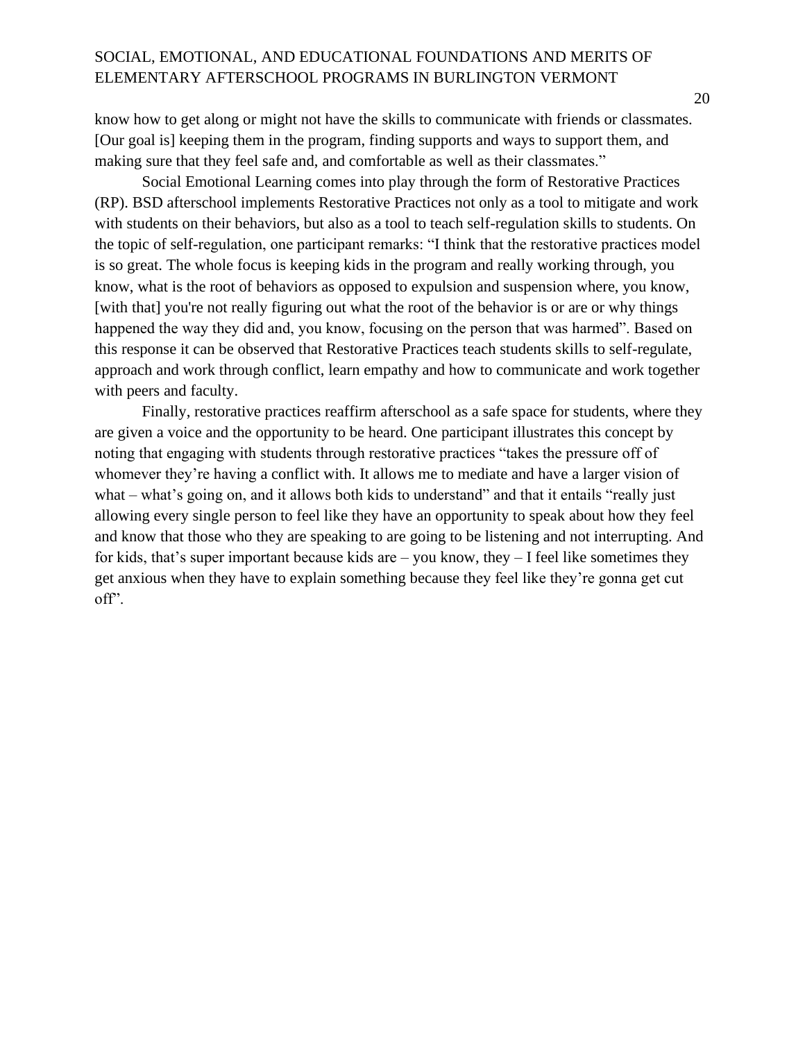know how to get along or might not have the skills to communicate with friends or classmates. [Our goal is] keeping them in the program, finding supports and ways to support them, and making sure that they feel safe and, and comfortable as well as their classmates."

Social Emotional Learning comes into play through the form of Restorative Practices (RP). BSD afterschool implements Restorative Practices not only as a tool to mitigate and work with students on their behaviors, but also as a tool to teach self-regulation skills to students. On the topic of self-regulation, one participant remarks: "I think that the restorative practices model is so great. The whole focus is keeping kids in the program and really working through, you know, what is the root of behaviors as opposed to expulsion and suspension where, you know, [with that] you're not really figuring out what the root of the behavior is or are or why things happened the way they did and, you know, focusing on the person that was harmed". Based on this response it can be observed that Restorative Practices teach students skills to self-regulate, approach and work through conflict, learn empathy and how to communicate and work together with peers and faculty.

Finally, restorative practices reaffirm afterschool as a safe space for students, where they are given a voice and the opportunity to be heard. One participant illustrates this concept by noting that engaging with students through restorative practices "takes the pressure off of whomever they're having a conflict with. It allows me to mediate and have a larger vision of what – what's going on, and it allows both kids to understand" and that it entails "really just allowing every single person to feel like they have an opportunity to speak about how they feel and know that those who they are speaking to are going to be listening and not interrupting. And for kids, that's super important because kids are – you know, they – I feel like sometimes they get anxious when they have to explain something because they feel like they're gonna get cut off".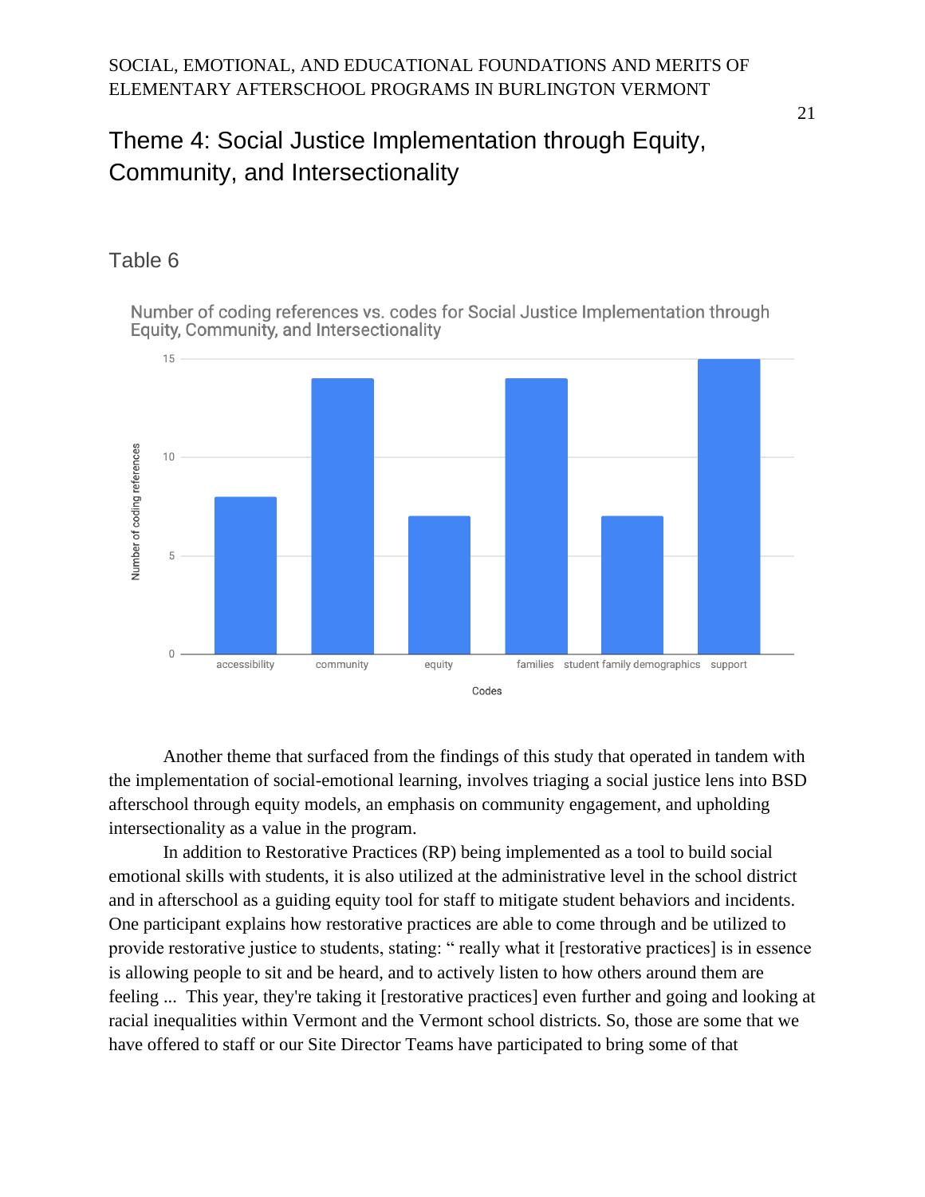# Theme 4: Social Justice Implementation through Equity, Community, and Intersectionality

Table 6

Number of coding references vs. codes for Social Justice Implementation through Equity, Community, and Intersectionality

| Codes | Number of coding references |
|---|---|
| accessibility | 8 |
| community | 14 |
| equity | 7 |
| families | 14 |
| student family demographics | 7 |
| support | 15 |

Another theme that surfaced from the findings of this study that operated in tandem with the implementation of social-emotional learning, involves triaging a social justice lens into BSD afterschool through equity models, an emphasis on community engagement, and upholding intersectionality as a value in the program.

In addition to Restorative Practices (RP) being implemented as a tool to build social emotional skills with students, it is also utilized at the administrative level in the school district and in afterschool as a guiding equity tool for staff to mitigate student behaviors and incidents. One participant explains how restorative practices are able to come through and be utilized to provide restorative justice to students, stating: " really what it [restorative practices] is in essence is allowing people to sit and be heard, and to actively listen to how others around them are feeling ... This year, they're taking it [restorative practices] even further and going and looking at racial inequalities within Vermont and the Vermont school districts. So, those are some that we have offered to staff or our Site Director Teams have participated to bring some of that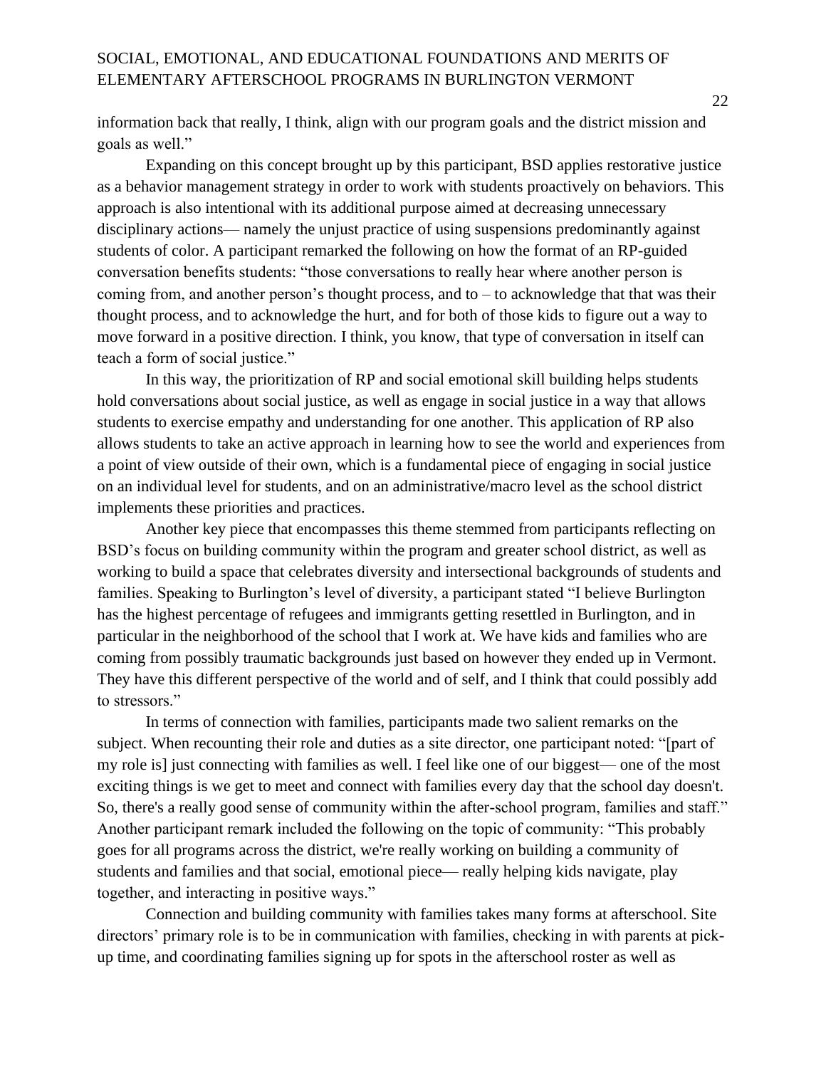information back that really, I think, align with our program goals and the district mission and goals as well."

Expanding on this concept brought up by this participant, BSD applies restorative justice as a behavior management strategy in order to work with students proactively on behaviors. This approach is also intentional with its additional purpose aimed at decreasing unnecessary disciplinary actions— namely the unjust practice of using suspensions predominantly against students of color. A participant remarked the following on how the format of an RP-guided conversation benefits students: "those conversations to really hear where another person is coming from, and another person's thought process, and to – to acknowledge that that was their thought process, and to acknowledge the hurt, and for both of those kids to figure out a way to move forward in a positive direction. I think, you know, that type of conversation in itself can teach a form of social justice."

In this way, the prioritization of RP and social emotional skill building helps students hold conversations about social justice, as well as engage in social justice in a way that allows students to exercise empathy and understanding for one another. This application of RP also allows students to take an active approach in learning how to see the world and experiences from a point of view outside of their own, which is a fundamental piece of engaging in social justice on an individual level for students, and on an administrative/macro level as the school district implements these priorities and practices.

Another key piece that encompasses this theme stemmed from participants reflecting on BSD's focus on building community within the program and greater school district, as well as working to build a space that celebrates diversity and intersectional backgrounds of students and families. Speaking to Burlington's level of diversity, a participant stated "I believe Burlington has the highest percentage of refugees and immigrants getting resettled in Burlington, and in particular in the neighborhood of the school that I work at. We have kids and families who are coming from possibly traumatic backgrounds just based on however they ended up in Vermont. They have this different perspective of the world and of self, and I think that could possibly add to stressors."

In terms of connection with families, participants made two salient remarks on the subject. When recounting their role and duties as a site director, one participant noted: "[part of my role is] just connecting with families as well. I feel like one of our biggest— one of the most exciting things is we get to meet and connect with families every day that the school day doesn't. So, there's a really good sense of community within the after-school program, families and staff." Another participant remark included the following on the topic of community: "This probably goes for all programs across the district, we're really working on building a community of students and families and that social, emotional piece— really helping kids navigate, play together, and interacting in positive ways."

Connection and building community with families takes many forms at afterschool. Site directors' primary role is to be in communication with families, checking in with parents at pick-up time, and coordinating families signing up for spots in the afterschool roster as well as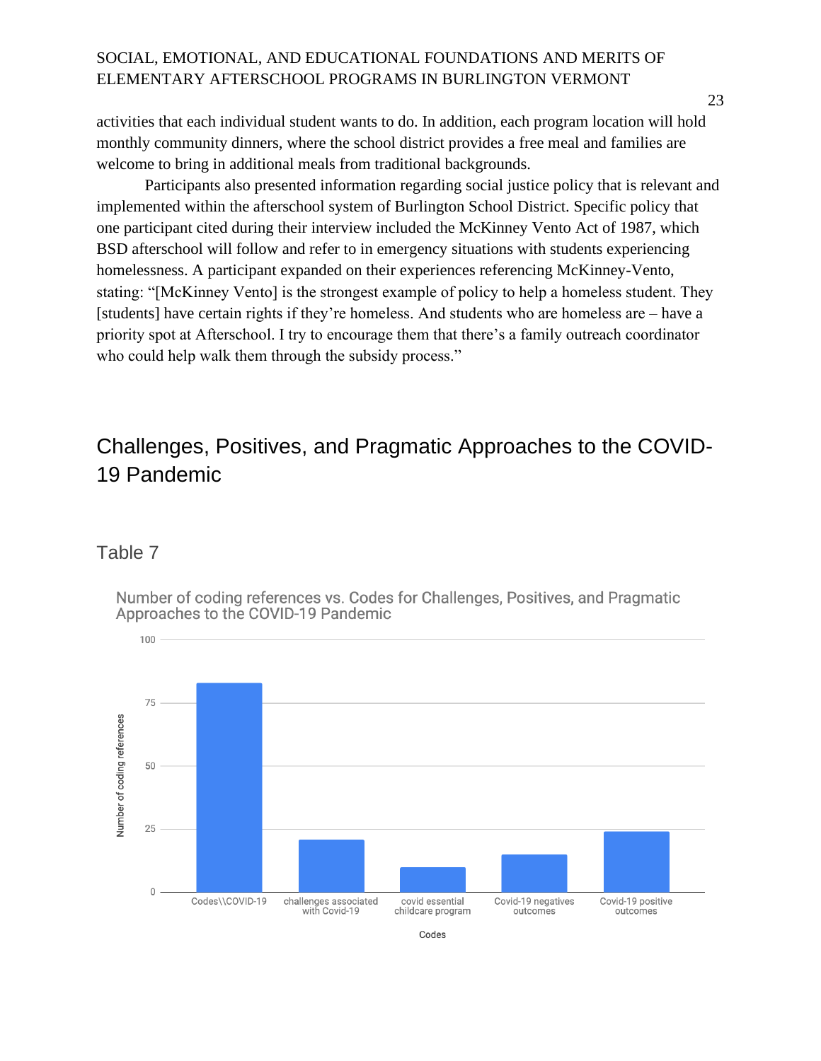activities that each individual student wants to do. In addition, each program location will hold monthly community dinners, where the school district provides a free meal and families are welcome to bring in additional meals from traditional backgrounds.

Participants also presented information regarding social justice policy that is relevant and implemented within the afterschool system of Burlington School District. Specific policy that one participant cited during their interview included the McKinney Vento Act of 1987, which BSD afterschool will follow and refer to in emergency situations with students experiencing homelessness. A participant expanded on their experiences referencing McKinney-Vento, stating: "[McKinney Vento] is the strongest example of policy to help a homeless student. They [students] have certain rights if they're homeless. And students who are homeless are – have a priority spot at Afterschool. I try to encourage them that there's a family outreach coordinator who could help walk them through the subsidy process."

## Challenges, Positives, and Pragmatic Approaches to the COVID-19 Pandemic

### Table 7

Number of coding references vs. Codes for Challenges, Positives, and Pragmatic Approaches to the COVID-19 Pandemic

| Codes | Number of coding references |
|---|---|
| Codes\\COVID-19 | 83 |
| challenges associated with Covid-19 | 21 |
| covid essential childcare program | 10 |
| Covid-19 negatives outcomes | 15 |
| Covid-19 positive outcomes | 24 |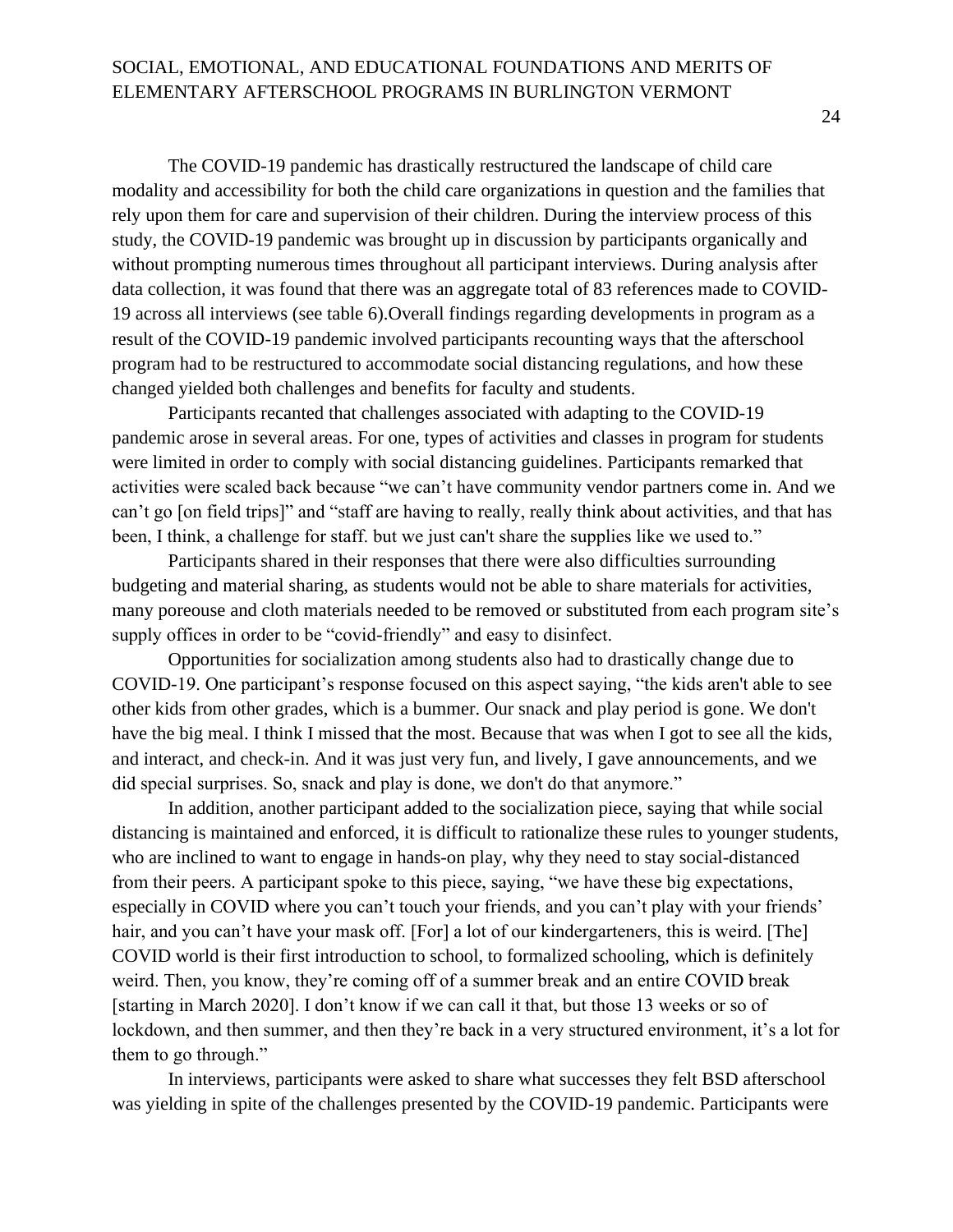The COVID-19 pandemic has drastically restructured the landscape of child care modality and accessibility for both the child care organizations in question and the families that rely upon them for care and supervision of their children. During the interview process of this study, the COVID-19 pandemic was brought up in discussion by participants organically and without prompting numerous times throughout all participant interviews. During analysis after data collection, it was found that there was an aggregate total of 83 references made to COVID-19 across all interviews (see table 6).Overall findings regarding developments in program as a result of the COVID-19 pandemic involved participants recounting ways that the afterschool program had to be restructured to accommodate social distancing regulations, and how these changed yielded both challenges and benefits for faculty and students.

Participants recanted that challenges associated with adapting to the COVID-19 pandemic arose in several areas. For one, types of activities and classes in program for students were limited in order to comply with social distancing guidelines. Participants remarked that activities were scaled back because "we can't have community vendor partners come in. And we can't go [on field trips]" and "staff are having to really, really think about activities, and that has been, I think, a challenge for staff. but we just can't share the supplies like we used to."

Participants shared in their responses that there were also difficulties surrounding budgeting and material sharing, as students would not be able to share materials for activities, many poreouse and cloth materials needed to be removed or substituted from each program site's supply offices in order to be "covid-friendly" and easy to disinfect.

Opportunities for socialization among students also had to drastically change due to COVID-19. One participant's response focused on this aspect saying, "the kids aren't able to see other kids from other grades, which is a bummer. Our snack and play period is gone. We don't have the big meal. I think I missed that the most. Because that was when I got to see all the kids, and interact, and check-in. And it was just very fun, and lively, I gave announcements, and we did special surprises. So, snack and play is done, we don't do that anymore."

In addition, another participant added to the socialization piece, saying that while social distancing is maintained and enforced, it is difficult to rationalize these rules to younger students, who are inclined to want to engage in hands-on play, why they need to stay social-distanced from their peers. A participant spoke to this piece, saying, "we have these big expectations, especially in COVID where you can't touch your friends, and you can't play with your friends' hair, and you can't have your mask off. [For] a lot of our kindergarteners, this is weird. [The] COVID world is their first introduction to school, to formalized schooling, which is definitely weird. Then, you know, they're coming off of a summer break and an entire COVID break [starting in March 2020]. I don't know if we can call it that, but those 13 weeks or so of lockdown, and then summer, and then they're back in a very structured environment, it's a lot for them to go through."

In interviews, participants were asked to share what successes they felt BSD afterschool was yielding in spite of the challenges presented by the COVID-19 pandemic. Participants were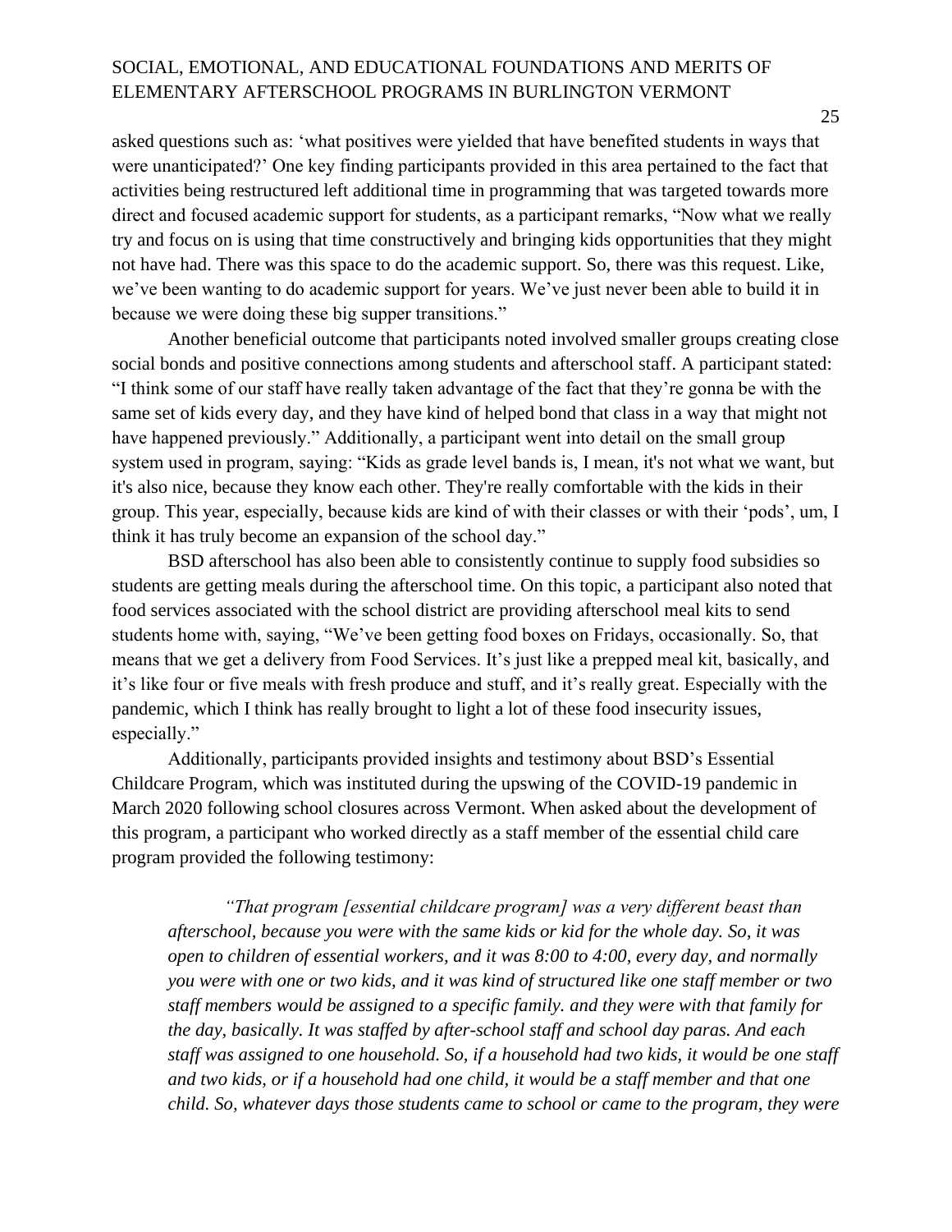asked questions such as: 'what positives were yielded that have benefited students in ways that were unanticipated?' One key finding participants provided in this area pertained to the fact that activities being restructured left additional time in programming that was targeted towards more direct and focused academic support for students, as a participant remarks, "Now what we really try and focus on is using that time constructively and bringing kids opportunities that they might not have had. There was this space to do the academic support. So, there was this request. Like, we've been wanting to do academic support for years. We've just never been able to build it in because we were doing these big supper transitions."

Another beneficial outcome that participants noted involved smaller groups creating close social bonds and positive connections among students and afterschool staff. A participant stated: "I think some of our staff have really taken advantage of the fact that they're gonna be with the same set of kids every day, and they have kind of helped bond that class in a way that might not have happened previously." Additionally, a participant went into detail on the small group system used in program, saying: "Kids as grade level bands is, I mean, it's not what we want, but it's also nice, because they know each other. They're really comfortable with the kids in their group. This year, especially, because kids are kind of with their classes or with their 'pods', um, I think it has truly become an expansion of the school day."

BSD afterschool has also been able to consistently continue to supply food subsidies so students are getting meals during the afterschool time. On this topic, a participant also noted that food services associated with the school district are providing afterschool meal kits to send students home with, saying, "We've been getting food boxes on Fridays, occasionally. So, that means that we get a delivery from Food Services. It's just like a prepped meal kit, basically, and it's like four or five meals with fresh produce and stuff, and it's really great. Especially with the pandemic, which I think has really brought to light a lot of these food insecurity issues, especially."

Additionally, participants provided insights and testimony about BSD's Essential Childcare Program, which was instituted during the upswing of the COVID-19 pandemic in March 2020 following school closures across Vermont. When asked about the development of this program, a participant who worked directly as a staff member of the essential child care program provided the following testimony:

> *"That program [essential childcare program] was a very different beast than afterschool, because you were with the same kids or kid for the whole day. So, it was open to children of essential workers, and it was 8:00 to 4:00, every day, and normally you were with one or two kids, and it was kind of structured like one staff member or two staff members would be assigned to a specific family. and they were with that family for the day, basically. It was staffed by after-school staff and school day paras. And each staff was assigned to one household. So, if a household had two kids, it would be one staff and two kids, or if a household had one child, it would be a staff member and that one child. So, whatever days those students came to school or came to the program, they were*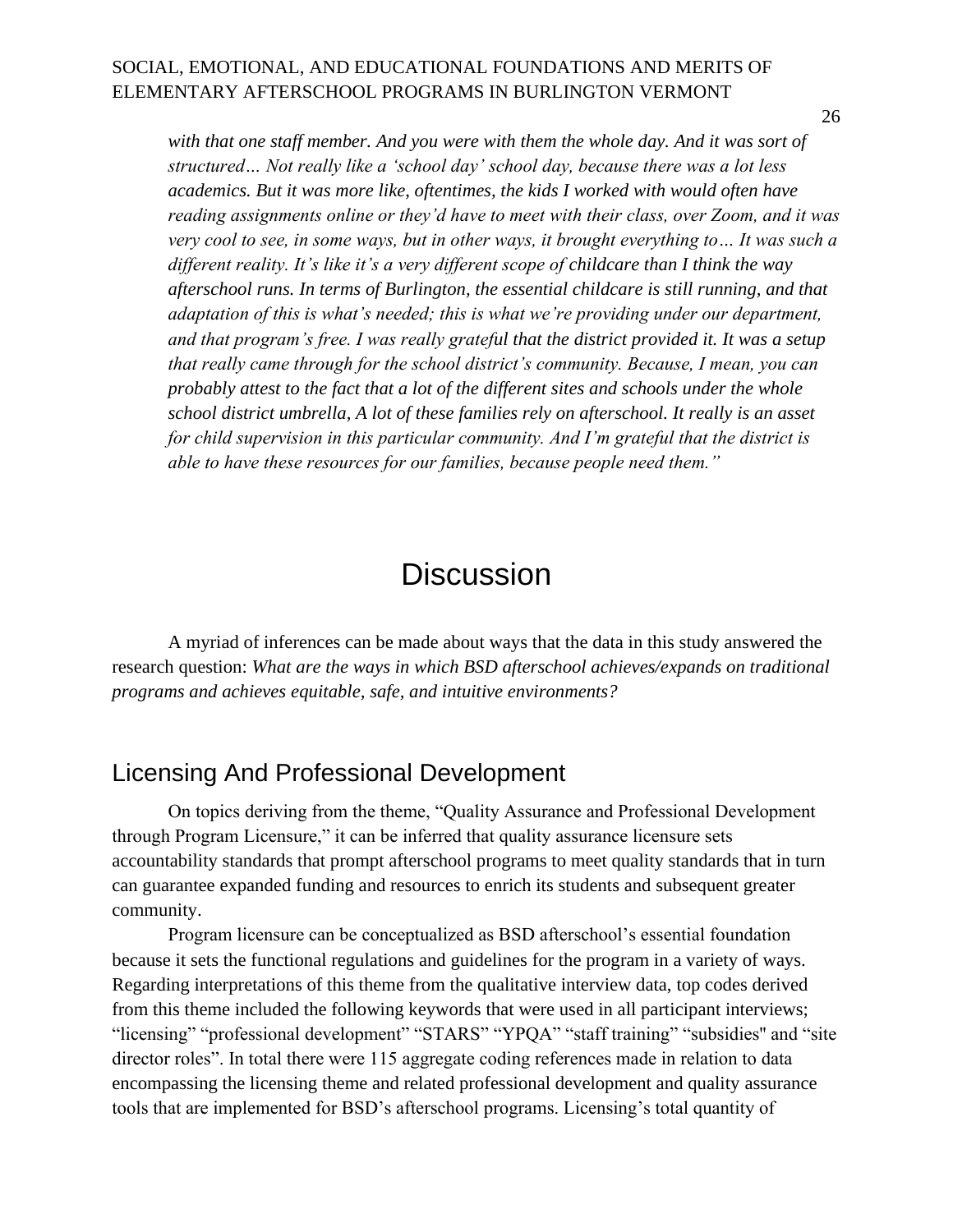*with that one staff member. And you were with them the whole day. And it was sort of structured… Not really like a 'school day' school day, because there was a lot less academics. But it was more like, oftentimes, the kids I worked with would often have reading assignments online or they'd have to meet with their class, over Zoom, and it was very cool to see, in some ways, but in other ways, it brought everything to… It was such a different reality. It's like it's a very different scope of childcare than I think the way afterschool runs. In terms of Burlington, the essential childcare is still running, and that adaptation of this is what's needed; this is what we're providing under our department, and that program's free. I was really grateful that the district provided it. It was a setup that really came through for the school district's community. Because, I mean, you can probably attest to the fact that a lot of the different sites and schools under the whole school district umbrella, A lot of these families rely on afterschool. It really is an asset for child supervision in this particular community. And I'm grateful that the district is able to have these resources for our families, because people need them."*

# Discussion

A myriad of inferences can be made about ways that the data in this study answered the research question: *What are the ways in which BSD afterschool achieves/expands on traditional programs and achieves equitable, safe, and intuitive environments?*

## Licensing And Professional Development

On topics deriving from the theme, "Quality Assurance and Professional Development through Program Licensure," it can be inferred that quality assurance licensure sets accountability standards that prompt afterschool programs to meet quality standards that in turn can guarantee expanded funding and resources to enrich its students and subsequent greater community.

Program licensure can be conceptualized as BSD afterschool's essential foundation because it sets the functional regulations and guidelines for the program in a variety of ways. Regarding interpretations of this theme from the qualitative interview data, top codes derived from this theme included the following keywords that were used in all participant interviews; "licensing" "professional development" "STARS" "YPQA" "staff training" "subsidies" and "site director roles". In total there were 115 aggregate coding references made in relation to data encompassing the licensing theme and related professional development and quality assurance tools that are implemented for BSD's afterschool programs. Licensing's total quantity of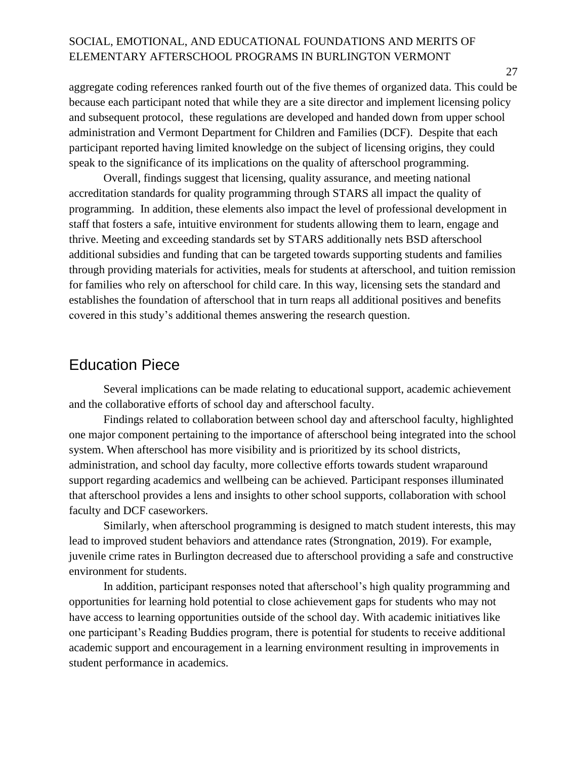aggregate coding references ranked fourth out of the five themes of organized data. This could be because each participant noted that while they are a site director and implement licensing policy and subsequent protocol, these regulations are developed and handed down from upper school administration and Vermont Department for Children and Families (DCF). Despite that each participant reported having limited knowledge on the subject of licensing origins, they could speak to the significance of its implications on the quality of afterschool programming.

Overall, findings suggest that licensing, quality assurance, and meeting national accreditation standards for quality programming through STARS all impact the quality of programming. In addition, these elements also impact the level of professional development in staff that fosters a safe, intuitive environment for students allowing them to learn, engage and thrive. Meeting and exceeding standards set by STARS additionally nets BSD afterschool additional subsidies and funding that can be targeted towards supporting students and families through providing materials for activities, meals for students at afterschool, and tuition remission for families who rely on afterschool for child care. In this way, licensing sets the standard and establishes the foundation of afterschool that in turn reaps all additional positives and benefits covered in this study's additional themes answering the research question.

## Education Piece

Several implications can be made relating to educational support, academic achievement and the collaborative efforts of school day and afterschool faculty.

Findings related to collaboration between school day and afterschool faculty, highlighted one major component pertaining to the importance of afterschool being integrated into the school system. When afterschool has more visibility and is prioritized by its school districts, administration, and school day faculty, more collective efforts towards student wraparound support regarding academics and wellbeing can be achieved. Participant responses illuminated that afterschool provides a lens and insights to other school supports, collaboration with school faculty and DCF caseworkers.

Similarly, when afterschool programming is designed to match student interests, this may lead to improved student behaviors and attendance rates (Strongnation, 2019). For example, juvenile crime rates in Burlington decreased due to afterschool providing a safe and constructive environment for students.

In addition, participant responses noted that afterschool's high quality programming and opportunities for learning hold potential to close achievement gaps for students who may not have access to learning opportunities outside of the school day. With academic initiatives like one participant's Reading Buddies program, there is potential for students to receive additional academic support and encouragement in a learning environment resulting in improvements in student performance in academics.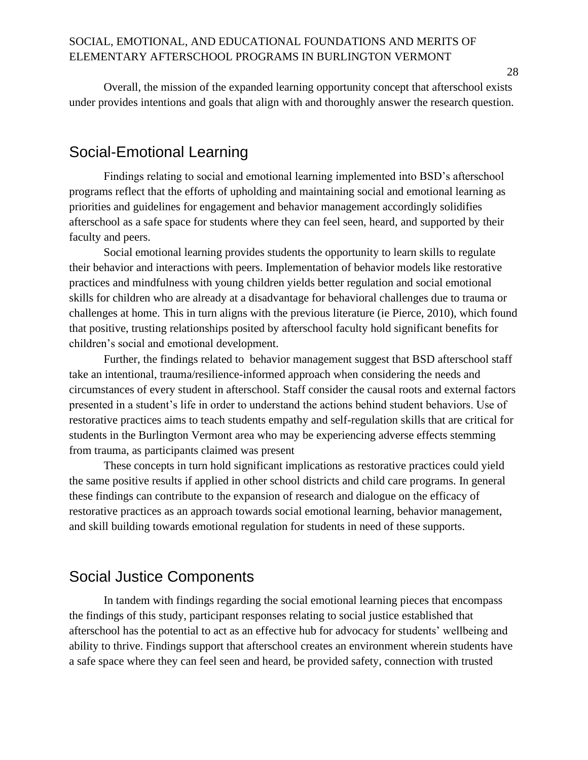Overall, the mission of the expanded learning opportunity concept that afterschool exists under provides intentions and goals that align with and thoroughly answer the research question.

## Social-Emotional Learning

Findings relating to social and emotional learning implemented into BSD's afterschool programs reflect that the efforts of upholding and maintaining social and emotional learning as priorities and guidelines for engagement and behavior management accordingly solidifies afterschool as a safe space for students where they can feel seen, heard, and supported by their faculty and peers.

Social emotional learning provides students the opportunity to learn skills to regulate their behavior and interactions with peers. Implementation of behavior models like restorative practices and mindfulness with young children yields better regulation and social emotional skills for children who are already at a disadvantage for behavioral challenges due to trauma or challenges at home. This in turn aligns with the previous literature (ie Pierce, 2010), which found that positive, trusting relationships posited by afterschool faculty hold significant benefits for children's social and emotional development.

Further, the findings related to behavior management suggest that BSD afterschool staff take an intentional, trauma/resilience-informed approach when considering the needs and circumstances of every student in afterschool. Staff consider the causal roots and external factors presented in a student's life in order to understand the actions behind student behaviors. Use of restorative practices aims to teach students empathy and self-regulation skills that are critical for students in the Burlington Vermont area who may be experiencing adverse effects stemming from trauma, as participants claimed was present

These concepts in turn hold significant implications as restorative practices could yield the same positive results if applied in other school districts and child care programs. In general these findings can contribute to the expansion of research and dialogue on the efficacy of restorative practices as an approach towards social emotional learning, behavior management, and skill building towards emotional regulation for students in need of these supports.

## Social Justice Components

In tandem with findings regarding the social emotional learning pieces that encompass the findings of this study, participant responses relating to social justice established that afterschool has the potential to act as an effective hub for advocacy for students' wellbeing and ability to thrive. Findings support that afterschool creates an environment wherein students have a safe space where they can feel seen and heard, be provided safety, connection with trusted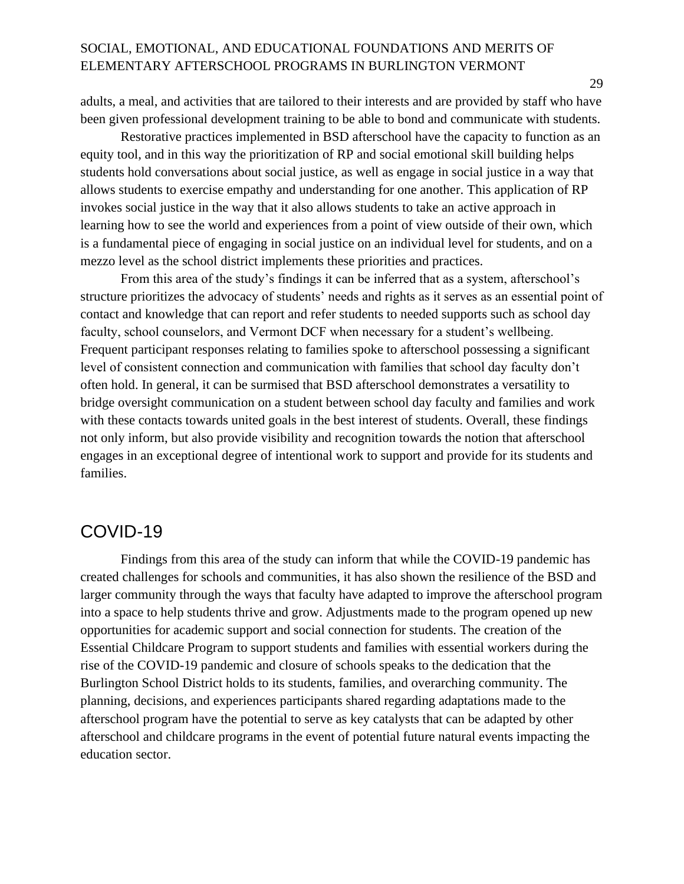adults, a meal, and activities that are tailored to their interests and are provided by staff who have been given professional development training to be able to bond and communicate with students.

Restorative practices implemented in BSD afterschool have the capacity to function as an equity tool, and in this way the prioritization of RP and social emotional skill building helps students hold conversations about social justice, as well as engage in social justice in a way that allows students to exercise empathy and understanding for one another. This application of RP invokes social justice in the way that it also allows students to take an active approach in learning how to see the world and experiences from a point of view outside of their own, which is a fundamental piece of engaging in social justice on an individual level for students, and on a mezzo level as the school district implements these priorities and practices.

From this area of the study's findings it can be inferred that as a system, afterschool's structure prioritizes the advocacy of students' needs and rights as it serves as an essential point of contact and knowledge that can report and refer students to needed supports such as school day faculty, school counselors, and Vermont DCF when necessary for a student's wellbeing. Frequent participant responses relating to families spoke to afterschool possessing a significant level of consistent connection and communication with families that school day faculty don't often hold. In general, it can be surmised that BSD afterschool demonstrates a versatility to bridge oversight communication on a student between school day faculty and families and work with these contacts towards united goals in the best interest of students. Overall, these findings not only inform, but also provide visibility and recognition towards the notion that afterschool engages in an exceptional degree of intentional work to support and provide for its students and families.

## COVID-19

Findings from this area of the study can inform that while the COVID-19 pandemic has created challenges for schools and communities, it has also shown the resilience of the BSD and larger community through the ways that faculty have adapted to improve the afterschool program into a space to help students thrive and grow. Adjustments made to the program opened up new opportunities for academic support and social connection for students. The creation of the Essential Childcare Program to support students and families with essential workers during the rise of the COVID-19 pandemic and closure of schools speaks to the dedication that the Burlington School District holds to its students, families, and overarching community. The planning, decisions, and experiences participants shared regarding adaptations made to the afterschool program have the potential to serve as key catalysts that can be adapted by other afterschool and childcare programs in the event of potential future natural events impacting the education sector.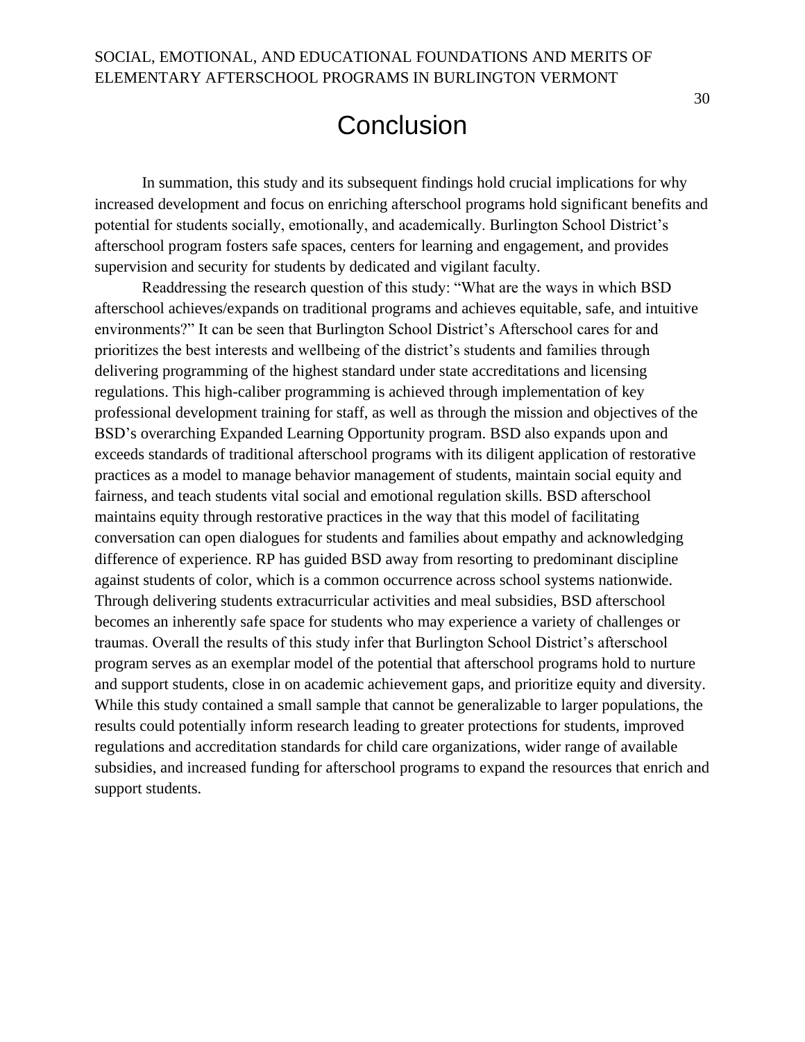# Conclusion

In summation, this study and its subsequent findings hold crucial implications for why increased development and focus on enriching afterschool programs hold significant benefits and potential for students socially, emotionally, and academically. Burlington School District's afterschool program fosters safe spaces, centers for learning and engagement, and provides supervision and security for students by dedicated and vigilant faculty.

Readdressing the research question of this study: "What are the ways in which BSD afterschool achieves/expands on traditional programs and achieves equitable, safe, and intuitive environments?" It can be seen that Burlington School District's Afterschool cares for and prioritizes the best interests and wellbeing of the district's students and families through delivering programming of the highest standard under state accreditations and licensing regulations. This high-caliber programming is achieved through implementation of key professional development training for staff, as well as through the mission and objectives of the BSD's overarching Expanded Learning Opportunity program. BSD also expands upon and exceeds standards of traditional afterschool programs with its diligent application of restorative practices as a model to manage behavior management of students, maintain social equity and fairness, and teach students vital social and emotional regulation skills. BSD afterschool maintains equity through restorative practices in the way that this model of facilitating conversation can open dialogues for students and families about empathy and acknowledging difference of experience. RP has guided BSD away from resorting to predominant discipline against students of color, which is a common occurrence across school systems nationwide. Through delivering students extracurricular activities and meal subsidies, BSD afterschool becomes an inherently safe space for students who may experience a variety of challenges or traumas. Overall the results of this study infer that Burlington School District's afterschool program serves as an exemplar model of the potential that afterschool programs hold to nurture and support students, close in on academic achievement gaps, and prioritize equity and diversity. While this study contained a small sample that cannot be generalizable to larger populations, the results could potentially inform research leading to greater protections for students, improved regulations and accreditation standards for child care organizations, wider range of available subsidies, and increased funding for afterschool programs to expand the resources that enrich and support students.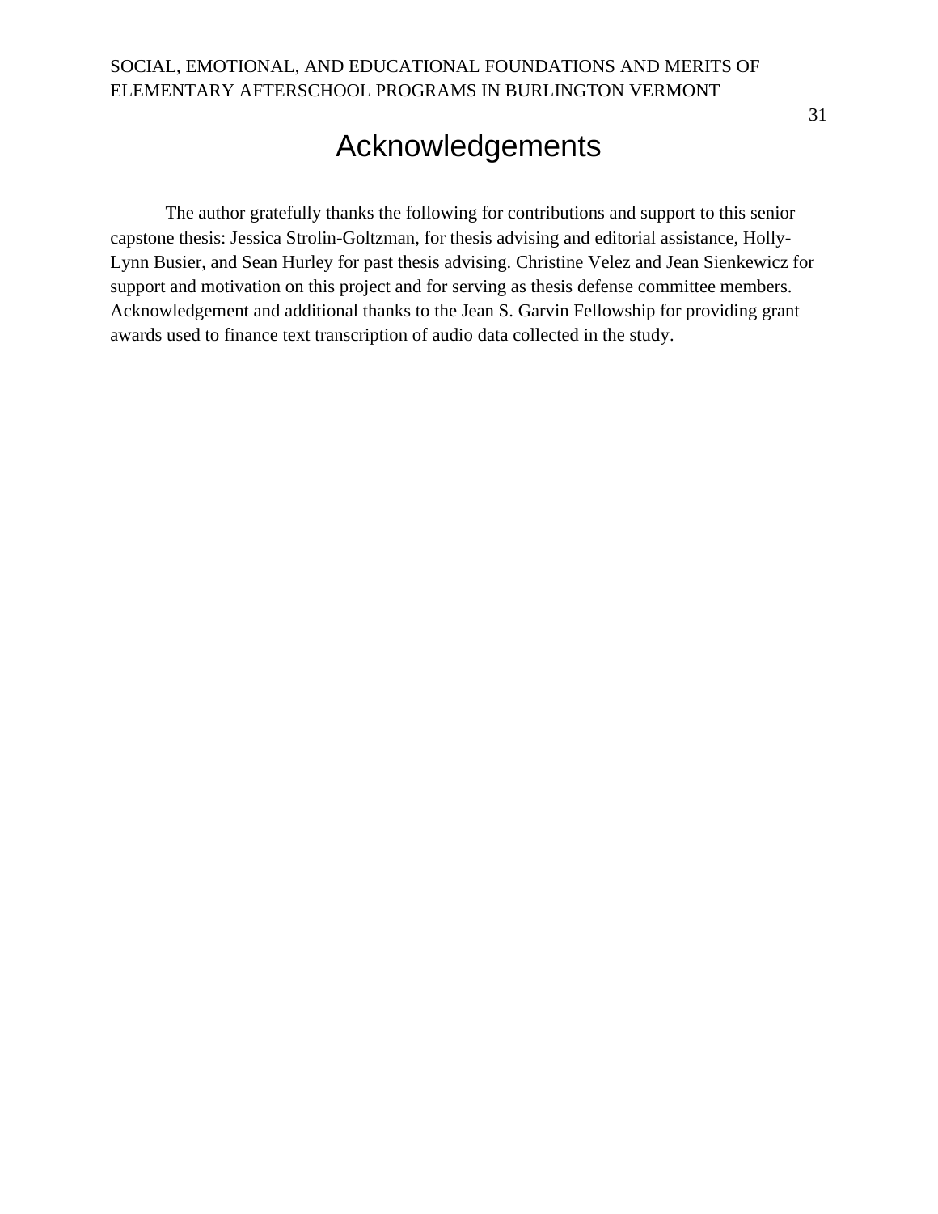# Acknowledgements

The author gratefully thanks the following for contributions and support to this senior capstone thesis: Jessica Strolin-Goltzman, for thesis advising and editorial assistance, Holly-Lynn Busier, and Sean Hurley for past thesis advising. Christine Velez and Jean Sienkewicz for support and motivation on this project and for serving as thesis defense committee members. Acknowledgement and additional thanks to the Jean S. Garvin Fellowship for providing grant awards used to finance text transcription of audio data collected in the study.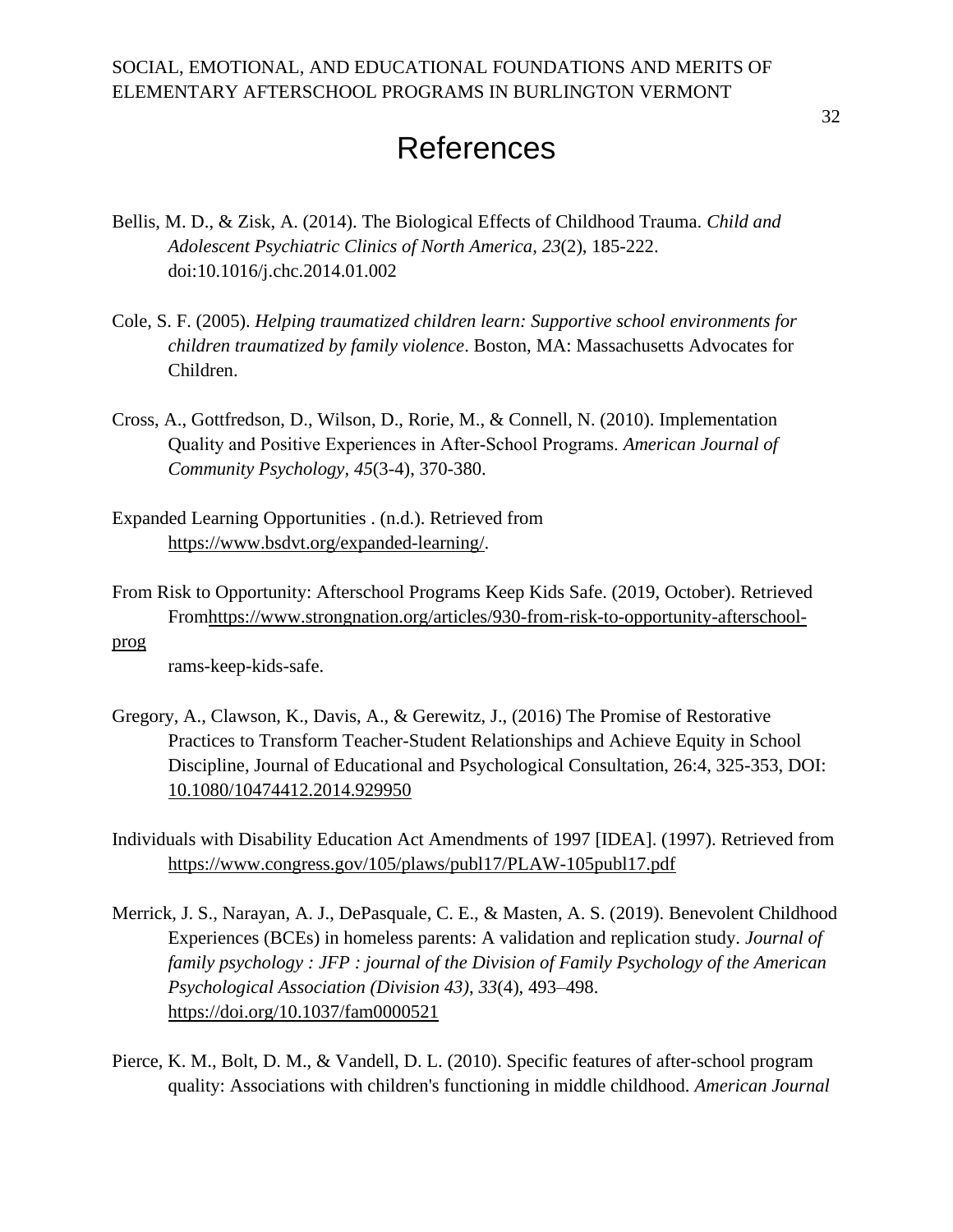# References

Bellis, M. D., & Zisk, A. (2014). The Biological Effects of Childhood Trauma. *Child and Adolescent Psychiatric Clinics of North America, 23*(2), 185-222. doi:10.1016/j.chc.2014.01.002

Cole, S. F. (2005). *Helping traumatized children learn: Supportive school environments for children traumatized by family violence*. Boston, MA: Massachusetts Advocates for Children.

Cross, A., Gottfredson, D., Wilson, D., Rorie, M., & Connell, N. (2010). Implementation Quality and Positive Experiences in After-School Programs. *American Journal of Community Psychology*, *45*(3-4), 370-380.

Expanded Learning Opportunities . (n.d.). Retrieved from https://www.bsdvt.org/expanded-learning/.

From Risk to Opportunity: Afterschool Programs Keep Kids Safe. (2019, October). Retrieved Fromhttps://www.strongnation.org/articles/930-from-risk-to-opportunity-afterschool-prog rams-keep-kids-safe.

Gregory, A., Clawson, K., Davis, A., & Gerewitz, J., (2016) The Promise of Restorative Practices to Transform Teacher-Student Relationships and Achieve Equity in School Discipline, Journal of Educational and Psychological Consultation, 26:4, 325-353, DOI: 10.1080/10474412.2014.929950

Individuals with Disability Education Act Amendments of 1997 [IDEA]. (1997). Retrieved from https://www.congress.gov/105/plaws/publ17/PLAW-105publ17.pdf

Merrick, J. S., Narayan, A. J., DePasquale, C. E., & Masten, A. S. (2019). Benevolent Childhood Experiences (BCEs) in homeless parents: A validation and replication study. *Journal of family psychology : JFP : journal of the Division of Family Psychology of the American Psychological Association (Division 43)*, *33*(4), 493–498. https://doi.org/10.1037/fam0000521

Pierce, K. M., Bolt, D. M., & Vandell, D. L. (2010). Specific features of after-school program quality: Associations with children's functioning in middle childhood. *American Journal*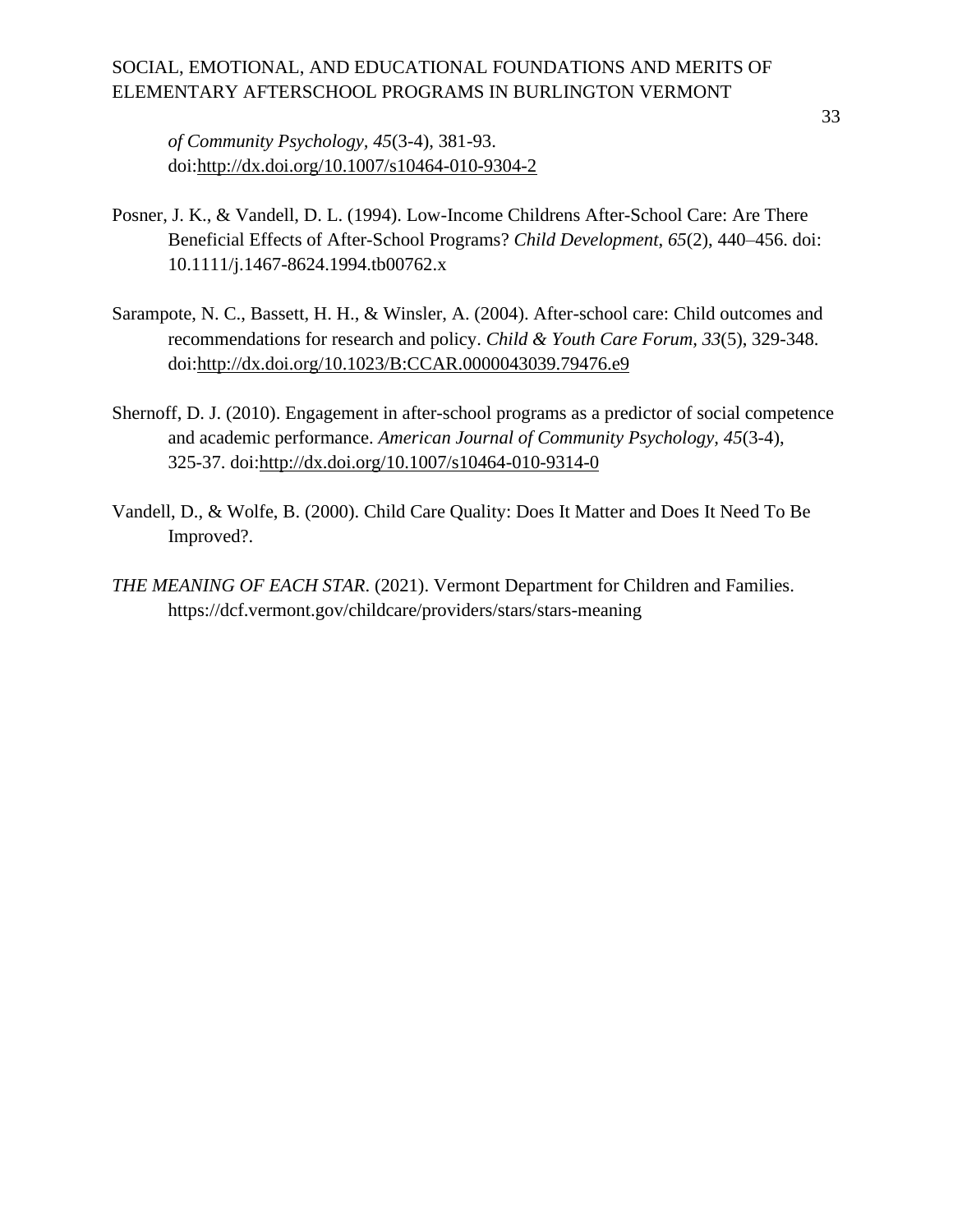*of Community Psychology*, *45*(3-4), 381-93. doi:http://dx.doi.org/10.1007/s10464-010-9304-2

Posner, J. K., & Vandell, D. L. (1994). Low-Income Childrens After-School Care: Are There Beneficial Effects of After-School Programs? *Child Development*, *65*(2), 440–456. doi: 10.1111/j.1467-8624.1994.tb00762.x

Sarampote, N. C., Bassett, H. H., & Winsler, A. (2004). After-school care: Child outcomes and recommendations for research and policy. *Child & Youth Care Forum, 33*(5), 329-348. doi:http://dx.doi.org/10.1023/B:CCAR.0000043039.79476.e9

Shernoff, D. J. (2010). Engagement in after-school programs as a predictor of social competence and academic performance. *American Journal of Community Psychology, 45*(3-4), 325-37. doi:http://dx.doi.org/10.1007/s10464-010-9314-0

Vandell, D., & Wolfe, B. (2000). Child Care Quality: Does It Matter and Does It Need To Be Improved?.

*THE MEANING OF EACH STAR*. (2021). Vermont Department for Children and Families. https://dcf.vermont.gov/childcare/providers/stars/stars-meaning